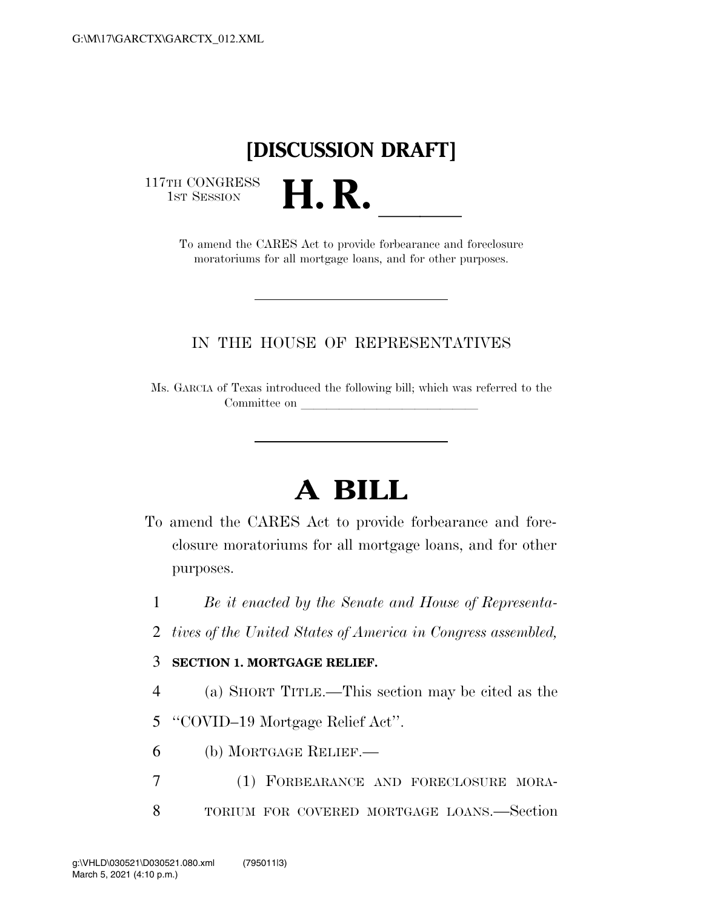# [DISCUSSION DRAFT]

117TH CONGRESS
1ST SESSION

# H. R. \_\_\_\_\_

To amend the CARES Act to provide forbearance and foreclosure moratoriums for all mortgage loans, and for other purposes.

---

IN THE HOUSE OF REPRESENTATIVES

Ms. GARCIA of Texas introduced the following bill; which was referred to the Committee on \_\_\_\_\_\_\_\_\_\_\_\_\_\_\_\_\_\_\_\_\_\_\_\_\_\_\_\_

---

# A BILL

To amend the CARES Act to provide forbearance and foreclosure moratoriums for all mortgage loans, and for other purposes.

1 *Be it enacted by the Senate and House of Representa-*
2 *tives of the United States of America in Congress assembled,*

3 **SECTION 1. MORTGAGE RELIEF.**

4 (a) SHORT TITLE.—This section may be cited as the
5 ''COVID–19 Mortgage Relief Act''.

6 (b) MORTGAGE RELIEF.—

7 (1) FORBEARANCE AND FORECLOSURE MORA-
8 TORIUM FOR COVERED MORTGAGE LOANS.—Section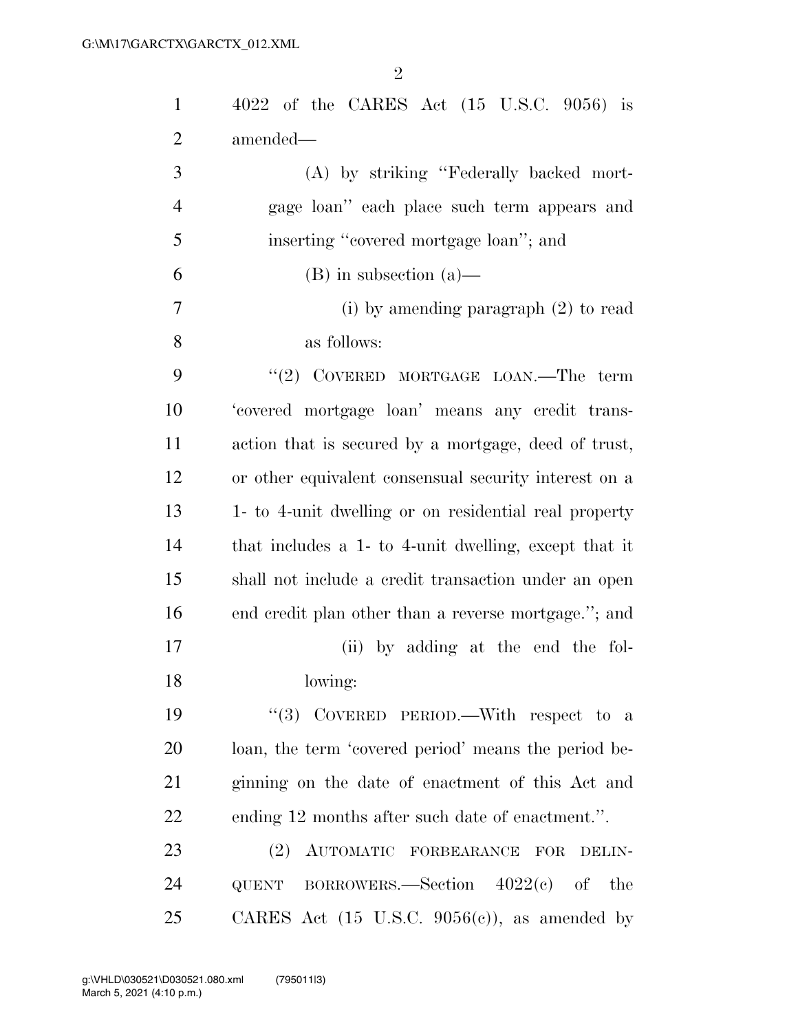4022 of the CARES Act (15 U.S.C. 9056) is amended—

(A) by striking ''Federally backed mortgage loan'' each place such term appears and inserting ''covered mortgage loan''; and

(B) in subsection (a)—

(i) by amending paragraph (2) to read as follows:

''(2) COVERED MORTGAGE LOAN.—The term 'covered mortgage loan' means any credit transaction that is secured by a mortgage, deed of trust, or other equivalent consensual security interest on a 1- to 4-unit dwelling or on residential real property that includes a 1- to 4-unit dwelling, except that it shall not include a credit transaction under an open end credit plan other than a reverse mortgage.''; and

(ii) by adding at the end the following:

''(3) COVERED PERIOD.—With respect to a loan, the term 'covered period' means the period beginning on the date of enactment of this Act and ending 12 months after such date of enactment.''.

(2) AUTOMATIC FORBEARANCE FOR DELINQUENT BORROWERS.—Section 4022(c) of the CARES Act (15 U.S.C. 9056(c)), as amended by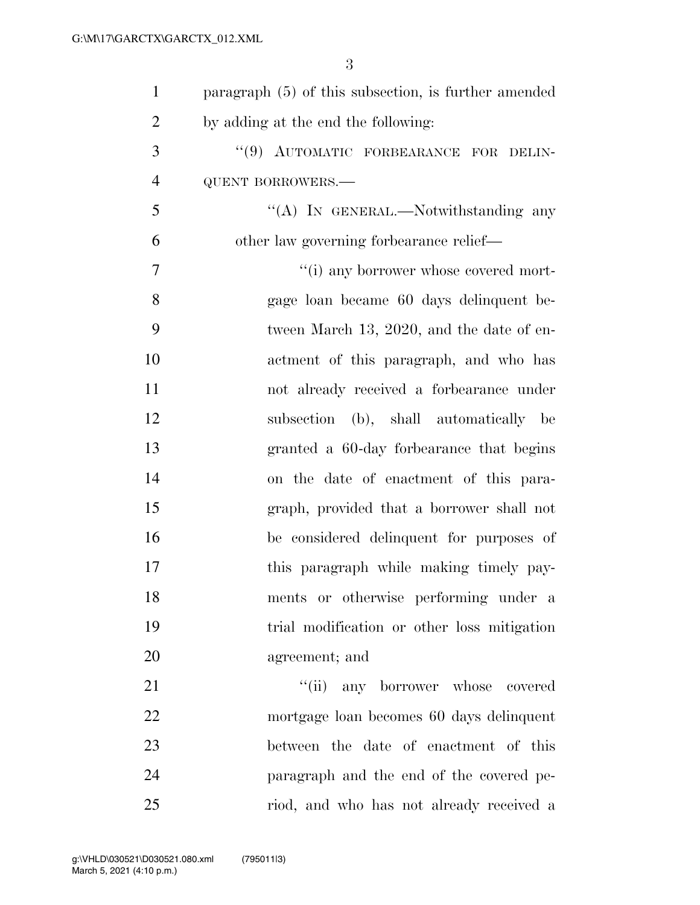paragraph (5) of this subsection, is further amended by adding at the end the following:

"(9) AUTOMATIC FORBEARANCE FOR DELINQUENT BORROWERS.—

"(A) IN GENERAL.—Notwithstanding any other law governing forbearance relief—

"(i) any borrower whose covered mortgage loan became 60 days delinquent between March 13, 2020, and the date of enactment of this paragraph, and who has not already received a forbearance under subsection (b), shall automatically be granted a 60-day forbearance that begins on the date of enactment of this paragraph, provided that a borrower shall not be considered delinquent for purposes of this paragraph while making timely payments or otherwise performing under a trial modification or other loss mitigation agreement; and

"(ii) any borrower whose covered mortgage loan becomes 60 days delinquent between the date of enactment of this paragraph and the end of the covered period, and who has not already received a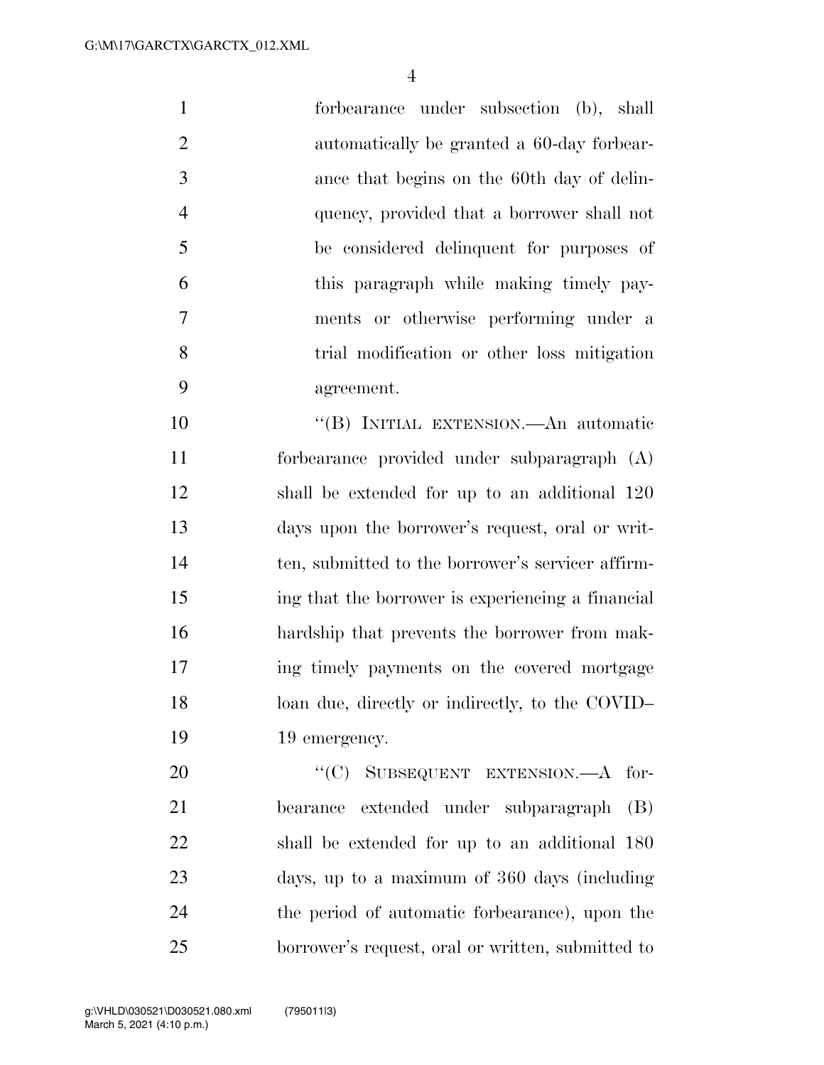forbearance under subsection (b), shall automatically be granted a 60-day forbearance that begins on the 60th day of delinquency, provided that a borrower shall not be considered delinquent for purposes of this paragraph while making timely payments or otherwise performing under a trial modification or other loss mitigation agreement.

"(B) INITIAL EXTENSION.—An automatic forbearance provided under subparagraph (A) shall be extended for up to an additional 120 days upon the borrower's request, oral or written, submitted to the borrower's servicer affirming that the borrower is experiencing a financial hardship that prevents the borrower from making timely payments on the covered mortgage loan due, directly or indirectly, to the COVID–19 emergency.

"(C) SUBSEQUENT EXTENSION.—A forbearance extended under subparagraph (B) shall be extended for up to an additional 180 days, up to a maximum of 360 days (including the period of automatic forbearance), upon the borrower's request, oral or written, submitted to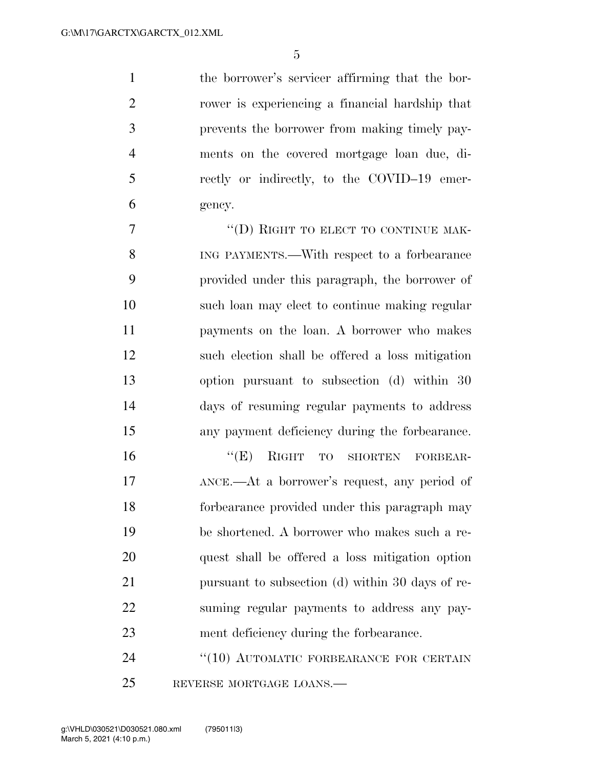the borrower's servicer affirming that the borrower is experiencing a financial hardship that prevents the borrower from making timely payments on the covered mortgage loan due, directly or indirectly, to the COVID–19 emergency.

"(D) RIGHT TO ELECT TO CONTINUE MAKING PAYMENTS.—With respect to a forbearance provided under this paragraph, the borrower of such loan may elect to continue making regular payments on the loan. A borrower who makes such election shall be offered a loss mitigation option pursuant to subsection (d) within 30 days of resuming regular payments to address any payment deficiency during the forbearance.

"(E) RIGHT TO SHORTEN FORBEARANCE.—At a borrower's request, any period of forbearance provided under this paragraph may be shortened. A borrower who makes such a request shall be offered a loss mitigation option pursuant to subsection (d) within 30 days of resuming regular payments to address any payment deficiency during the forbearance.

"(10) AUTOMATIC FORBEARANCE FOR CERTAIN REVERSE MORTGAGE LOANS.—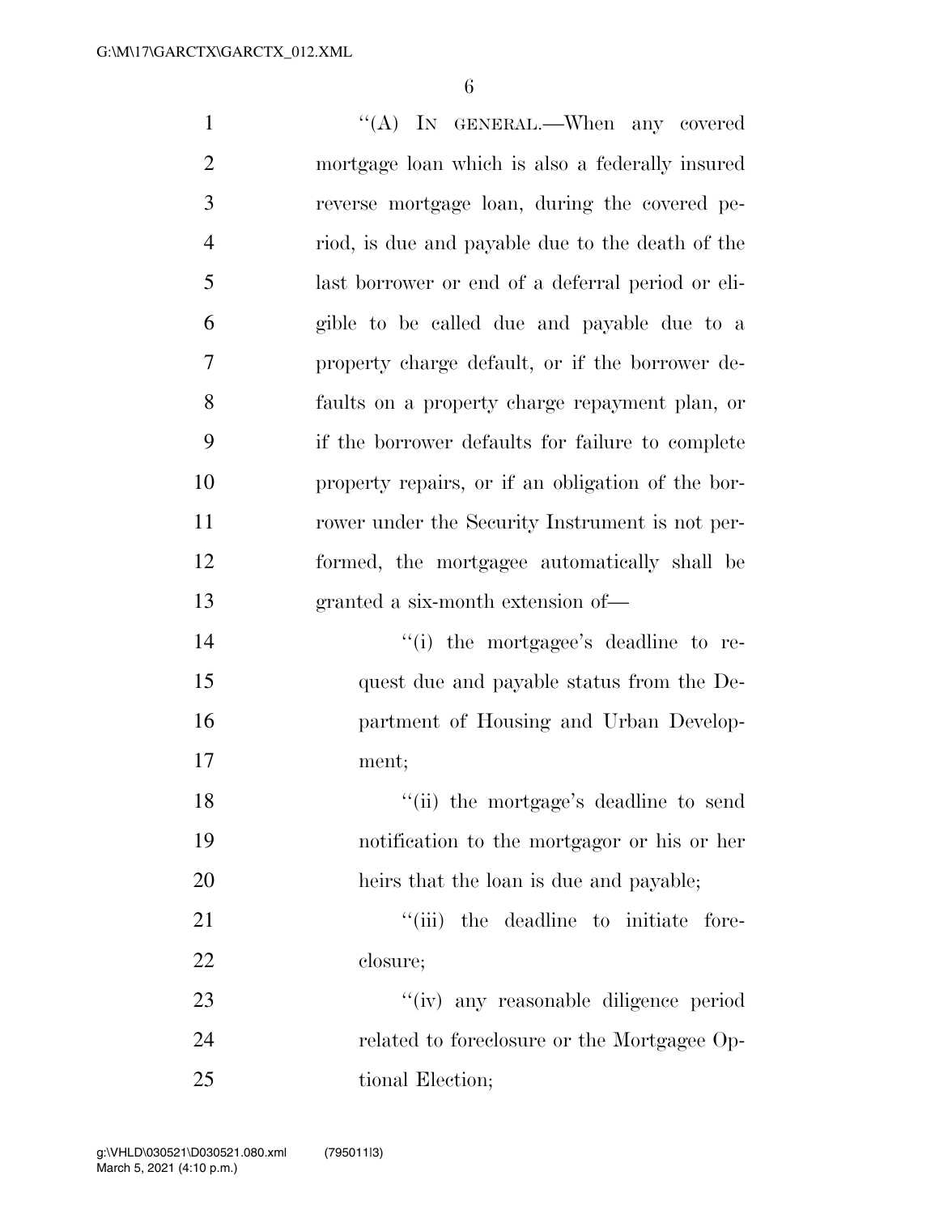"(A) IN GENERAL.—When any covered mortgage loan which is also a federally insured reverse mortgage loan, during the covered period, is due and payable due to the death of the last borrower or end of a deferral period or eligible to be called due and payable due to a property charge default, or if the borrower defaults on a property charge repayment plan, or if the borrower defaults for failure to complete property repairs, or if an obligation of the borrower under the Security Instrument is not performed, the mortgagee automatically shall be granted a six-month extension of—

"(i) the mortgagee's deadline to request due and payable status from the Department of Housing and Urban Development;

"(ii) the mortgage's deadline to send notification to the mortgagor or his or her heirs that the loan is due and payable;

"(iii) the deadline to initiate foreclosure;

"(iv) any reasonable diligence period related to foreclosure or the Mortgagee Optional Election;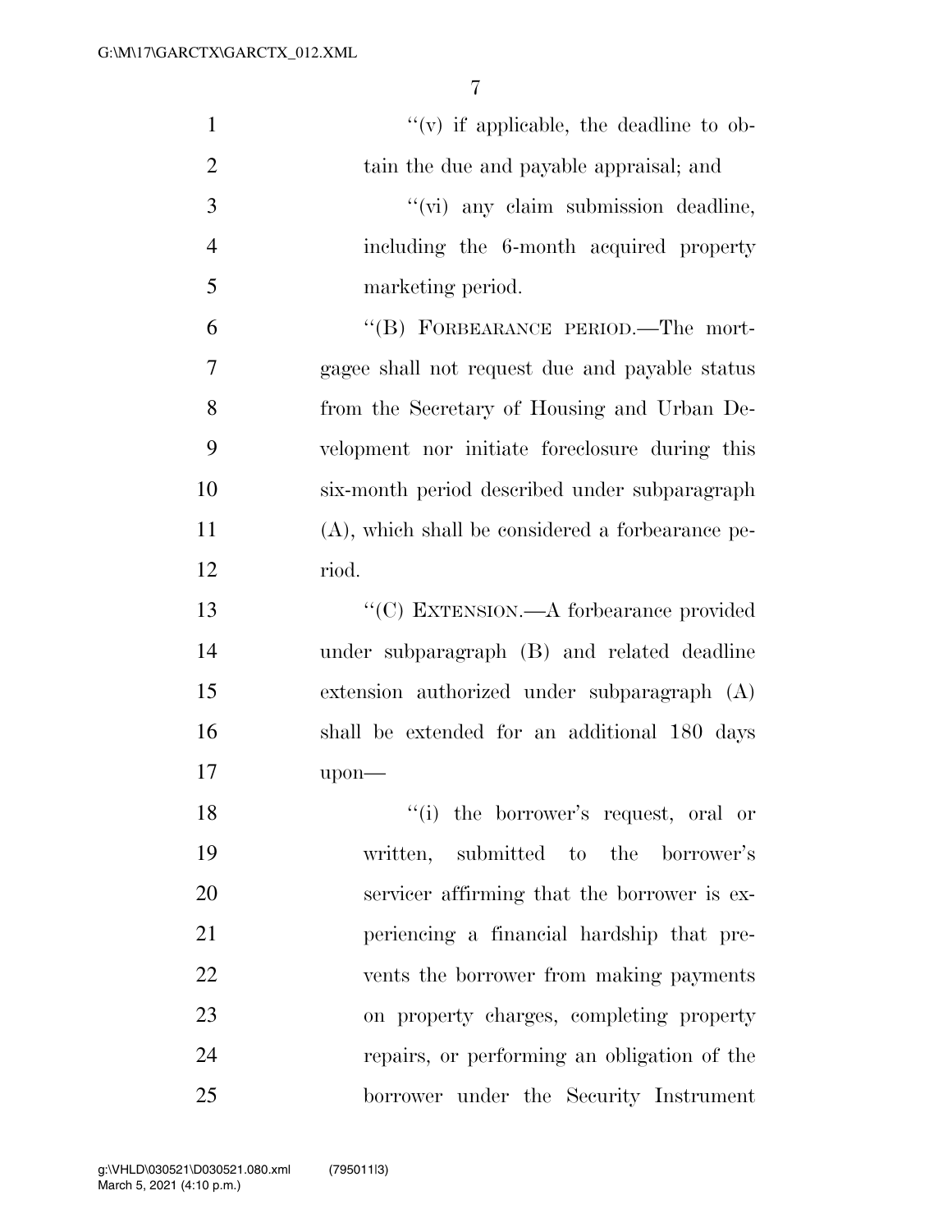''(v) if applicable, the deadline to obtain the due and payable appraisal; and

''(vi) any claim submission deadline, including the 6-month acquired property marketing period.

''(B) FORBEARANCE PERIOD.—The mortgagee shall not request due and payable status from the Secretary of Housing and Urban Development nor initiate foreclosure during this six-month period described under subparagraph (A), which shall be considered a forbearance period.

''(C) EXTENSION.—A forbearance provided under subparagraph (B) and related deadline extension authorized under subparagraph (A) shall be extended for an additional 180 days upon—

''(i) the borrower's request, oral or written, submitted to the borrower's servicer affirming that the borrower is experiencing a financial hardship that prevents the borrower from making payments on property charges, completing property repairs, or performing an obligation of the borrower under the Security Instrument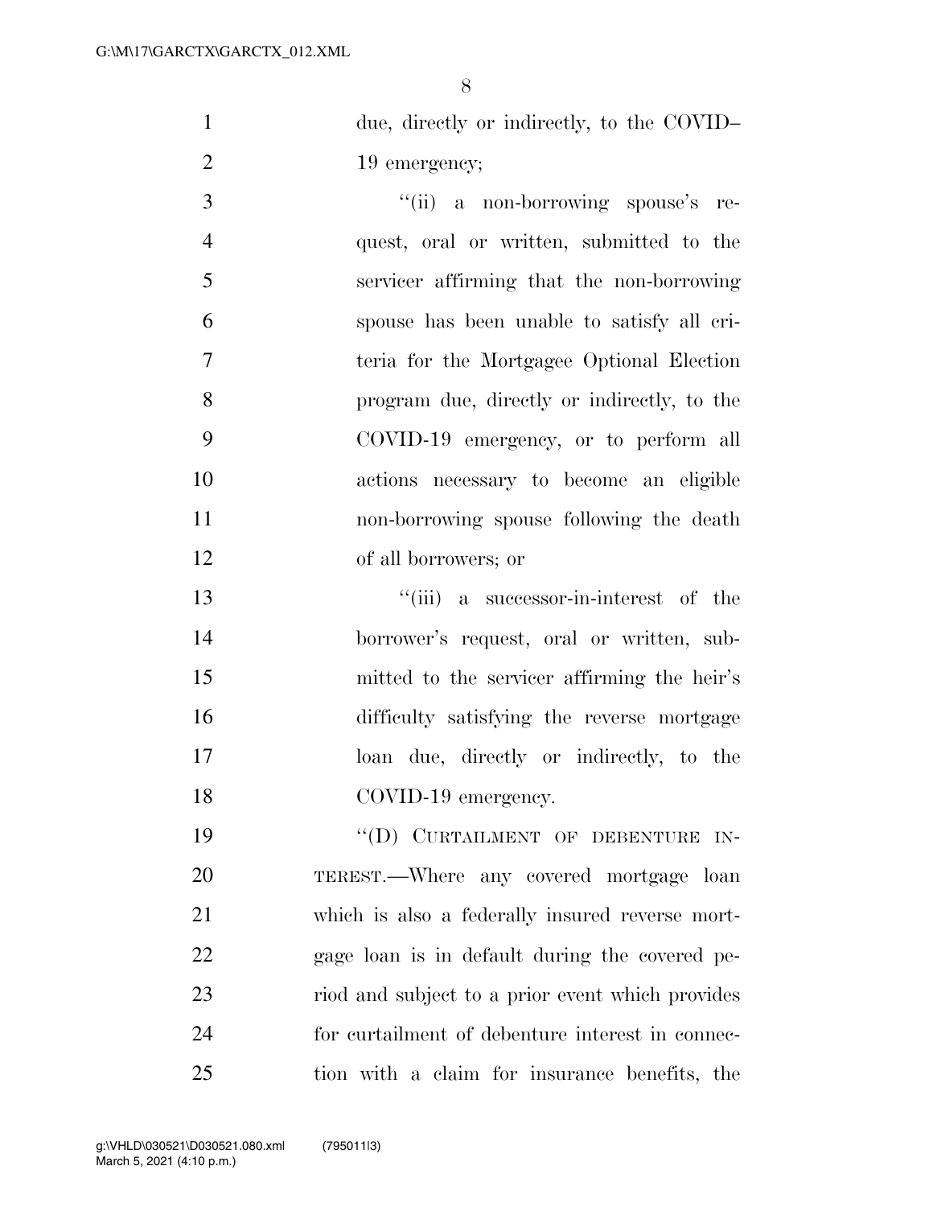due, directly or indirectly, to the COVID–19 emergency;

''(ii) a non-borrowing spouse's request, oral or written, submitted to the servicer affirming that the non-borrowing spouse has been unable to satisfy all criteria for the Mortgagee Optional Election program due, directly or indirectly, to the COVID-19 emergency, or to perform all actions necessary to become an eligible non-borrowing spouse following the death of all borrowers; or

''(iii) a successor-in-interest of the borrower's request, oral or written, submitted to the servicer affirming the heir's difficulty satisfying the reverse mortgage loan due, directly or indirectly, to the COVID-19 emergency.

''(D) CURTAILMENT OF DEBENTURE INTEREST.—Where any covered mortgage loan which is also a federally insured reverse mortgage loan is in default during the covered period and subject to a prior event which provides for curtailment of debenture interest in connection with a claim for insurance benefits, the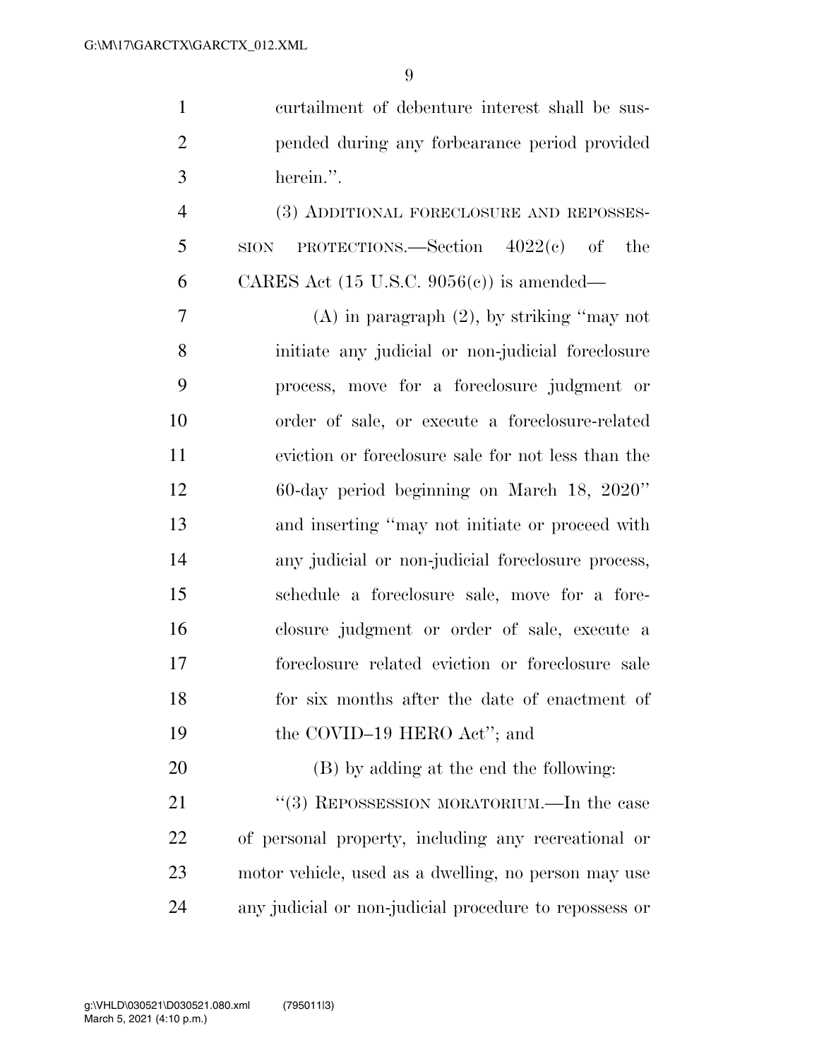curtailment of debenture interest shall be suspended during any forbearance period provided herein.".

(3) ADDITIONAL FORECLOSURE AND REPOSSESSION PROTECTIONS.—Section 4022(c) of the CARES Act (15 U.S.C. 9056(c)) is amended—

(A) in paragraph (2), by striking "may not initiate any judicial or non-judicial foreclosure process, move for a foreclosure judgment or order of sale, or execute a foreclosure-related eviction or foreclosure sale for not less than the 60-day period beginning on March 18, 2020" and inserting "may not initiate or proceed with any judicial or non-judicial foreclosure process, schedule a foreclosure sale, move for a foreclosure judgment or order of sale, execute a foreclosure related eviction or foreclosure sale for six months after the date of enactment of the COVID–19 HERO Act"; and

(B) by adding at the end the following:

"(3) REPOSSESSION MORATORIUM.—In the case of personal property, including any recreational or motor vehicle, used as a dwelling, no person may use any judicial or non-judicial procedure to repossess or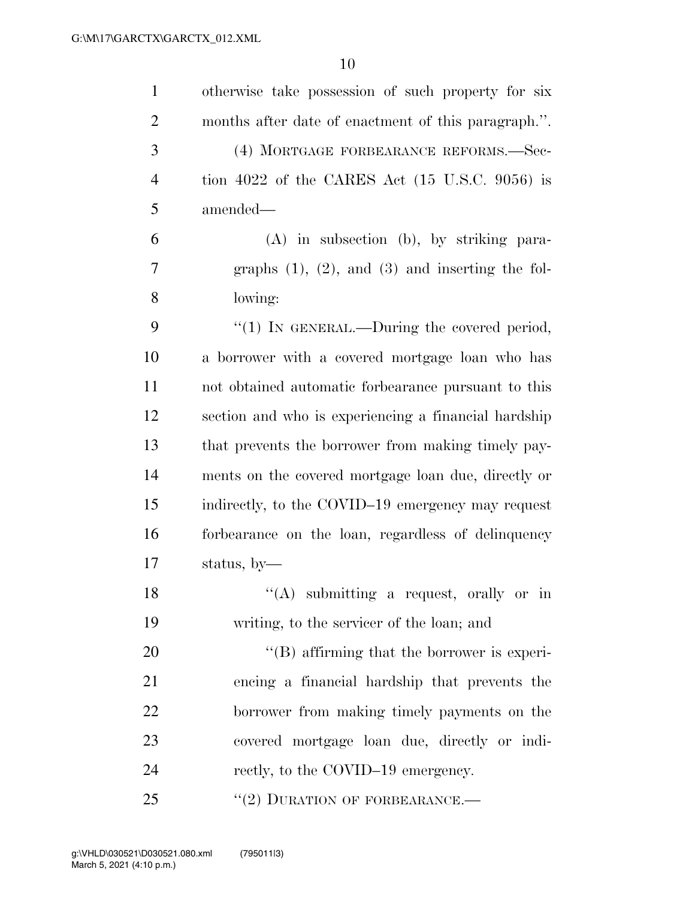otherwise take possession of such property for six months after date of enactment of this paragraph.''.

(4) MORTGAGE FORBEARANCE REFORMS.—Section 4022 of the CARES Act (15 U.S.C. 9056) is amended—

(A) in subsection (b), by striking paragraphs (1), (2), and (3) and inserting the following:

''(1) IN GENERAL.—During the covered period, a borrower with a covered mortgage loan who has not obtained automatic forbearance pursuant to this section and who is experiencing a financial hardship that prevents the borrower from making timely payments on the covered mortgage loan due, directly or indirectly, to the COVID–19 emergency may request forbearance on the loan, regardless of delinquency status, by—

''(A) submitting a request, orally or in writing, to the servicer of the loan; and

''(B) affirming that the borrower is experiencing a financial hardship that prevents the borrower from making timely payments on the covered mortgage loan due, directly or indirectly, to the COVID–19 emergency.

''(2) DURATION OF FORBEARANCE.—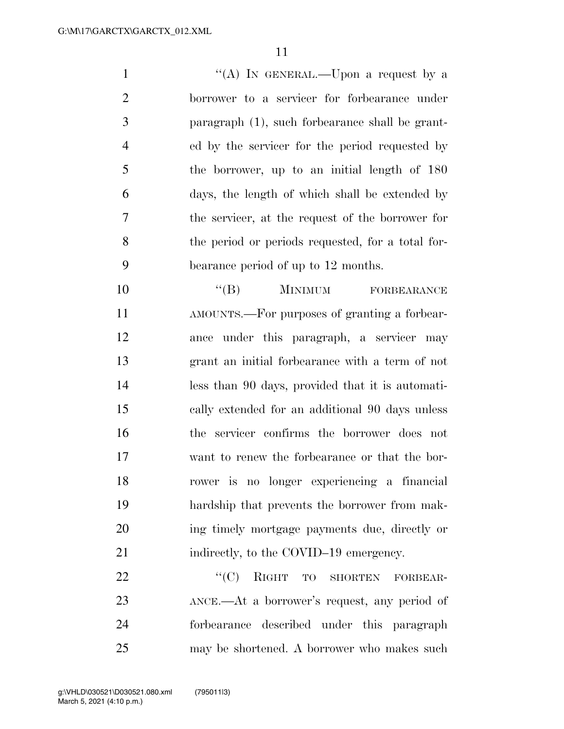"(A) IN GENERAL.—Upon a request by a borrower to a servicer for forbearance under paragraph (1), such forbearance shall be granted by the servicer for the period requested by the borrower, up to an initial length of 180 days, the length of which shall be extended by the servicer, at the request of the borrower for the period or periods requested, for a total forbearance period of up to 12 months.

"(B) MINIMUM FORBEARANCE AMOUNTS.—For purposes of granting a forbearance under this paragraph, a servicer may grant an initial forbearance with a term of not less than 90 days, provided that it is automatically extended for an additional 90 days unless the servicer confirms the borrower does not want to renew the forbearance or that the borrower is no longer experiencing a financial hardship that prevents the borrower from making timely mortgage payments due, directly or indirectly, to the COVID–19 emergency.

"(C) RIGHT TO SHORTEN FORBEARANCE.—At a borrower's request, any period of forbearance described under this paragraph may be shortened. A borrower who makes such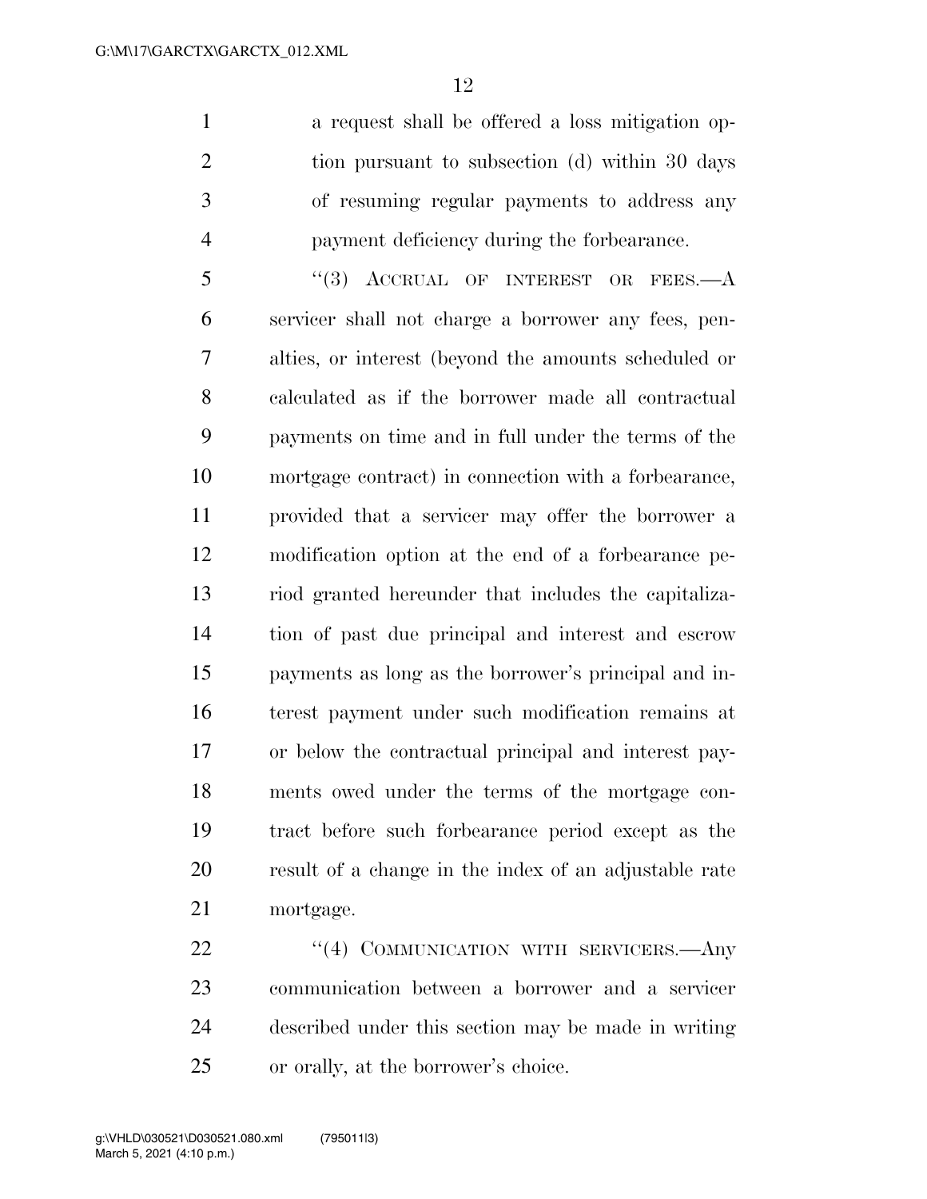a request shall be offered a loss mitigation option pursuant to subsection (d) within 30 days of resuming regular payments to address any payment deficiency during the forbearance.

"(3) ACCRUAL OF INTEREST OR FEES.—A servicer shall not charge a borrower any fees, penalties, or interest (beyond the amounts scheduled or calculated as if the borrower made all contractual payments on time and in full under the terms of the mortgage contract) in connection with a forbearance, provided that a servicer may offer the borrower a modification option at the end of a forbearance period granted hereunder that includes the capitalization of past due principal and interest and escrow payments as long as the borrower's principal and interest payment under such modification remains at or below the contractual principal and interest payments owed under the terms of the mortgage contract before such forbearance period except as the result of a change in the index of an adjustable rate mortgage.

"(4) COMMUNICATION WITH SERVICERS.—Any communication between a borrower and a servicer described under this section may be made in writing or orally, at the borrower's choice.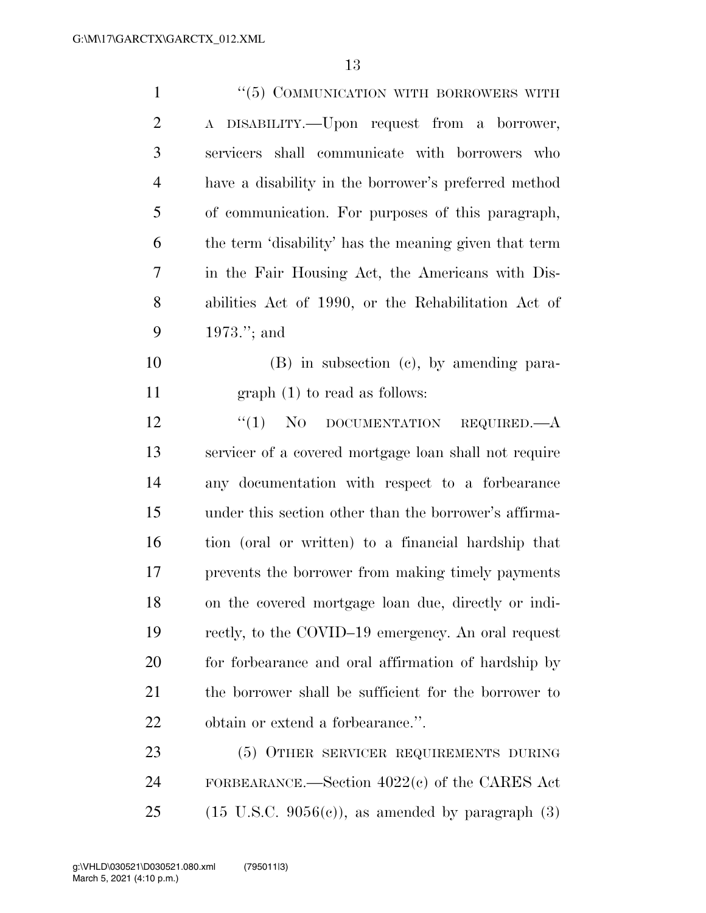"(5) COMMUNICATION WITH BORROWERS WITH A DISABILITY.—Upon request from a borrower, servicers shall communicate with borrowers who have a disability in the borrower's preferred method of communication. For purposes of this paragraph, the term 'disability' has the meaning given that term in the Fair Housing Act, the Americans with Disabilities Act of 1990, or the Rehabilitation Act of 1973."; and

(B) in subsection (c), by amending paragraph (1) to read as follows:

"(1) NO DOCUMENTATION REQUIRED.—A servicer of a covered mortgage loan shall not require any documentation with respect to a forbearance under this section other than the borrower's affirmation (oral or written) to a financial hardship that prevents the borrower from making timely payments on the covered mortgage loan due, directly or indirectly, to the COVID–19 emergency. An oral request for forbearance and oral affirmation of hardship by the borrower shall be sufficient for the borrower to obtain or extend a forbearance.".

(5) OTHER SERVICER REQUIREMENTS DURING FORBEARANCE.—Section 4022(c) of the CARES Act (15 U.S.C. 9056(c)), as amended by paragraph (3)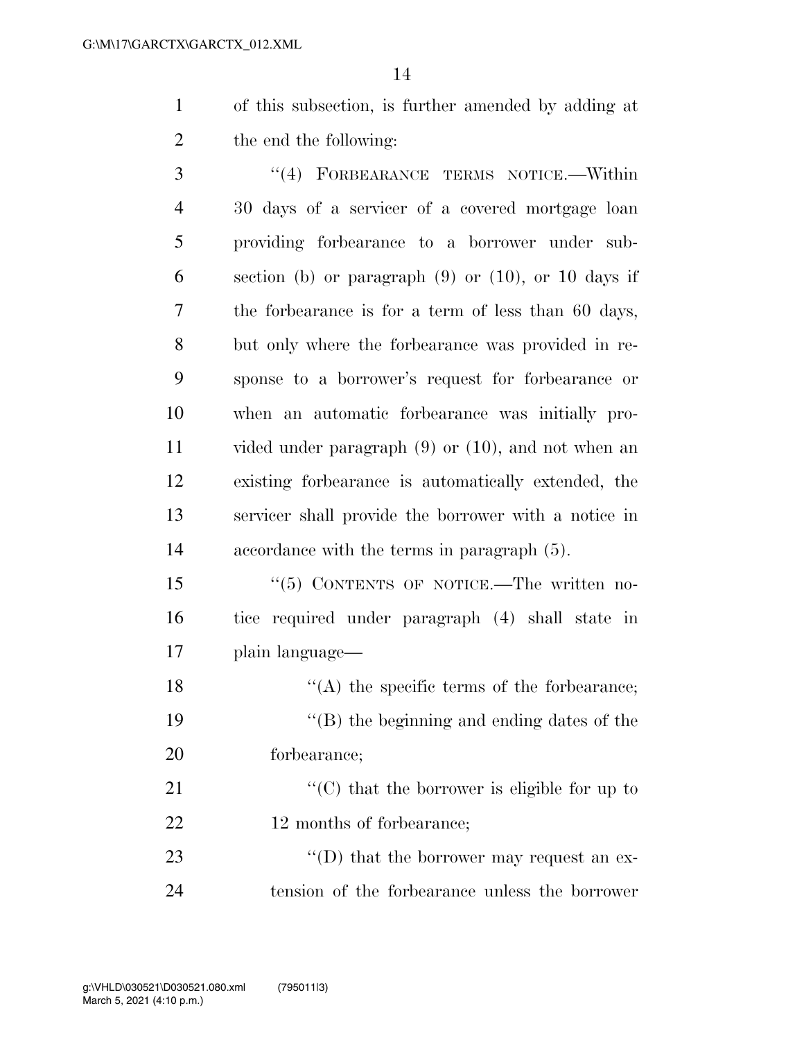of this subsection, is further amended by adding at the end the following:

"(4) FORBEARANCE TERMS NOTICE.—Within 30 days of a servicer of a covered mortgage loan providing forbearance to a borrower under subsection (b) or paragraph (9) or (10), or 10 days if the forbearance is for a term of less than 60 days, but only where the forbearance was provided in response to a borrower's request for forbearance or when an automatic forbearance was initially provided under paragraph (9) or (10), and not when an existing forbearance is automatically extended, the servicer shall provide the borrower with a notice in accordance with the terms in paragraph (5).

"(5) CONTENTS OF NOTICE.—The written notice required under paragraph (4) shall state in plain language—

"(A) the specific terms of the forbearance;

"(B) the beginning and ending dates of the forbearance;

"(C) that the borrower is eligible for up to 12 months of forbearance;

"(D) that the borrower may request an extension of the forbearance unless the borrower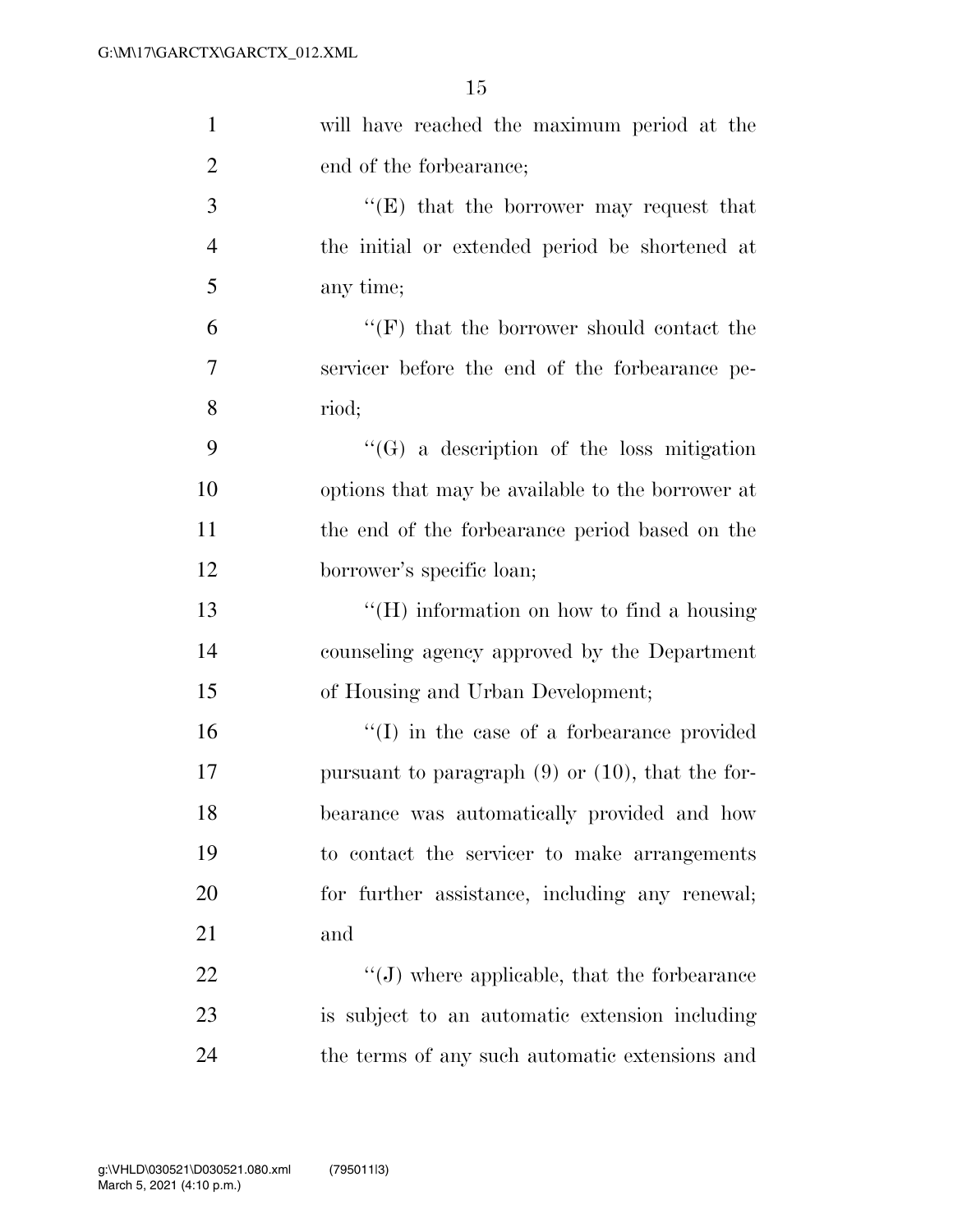will have reached the maximum period at the end of the forbearance;

''(E) that the borrower may request that the initial or extended period be shortened at any time;

''(F) that the borrower should contact the servicer before the end of the forbearance period;

''(G) a description of the loss mitigation options that may be available to the borrower at the end of the forbearance period based on the borrower's specific loan;

''(H) information on how to find a housing counseling agency approved by the Department of Housing and Urban Development;

''(I) in the case of a forbearance provided pursuant to paragraph (9) or (10), that the forbearance was automatically provided and how to contact the servicer to make arrangements for further assistance, including any renewal; and

''(J) where applicable, that the forbearance is subject to an automatic extension including the terms of any such automatic extensions and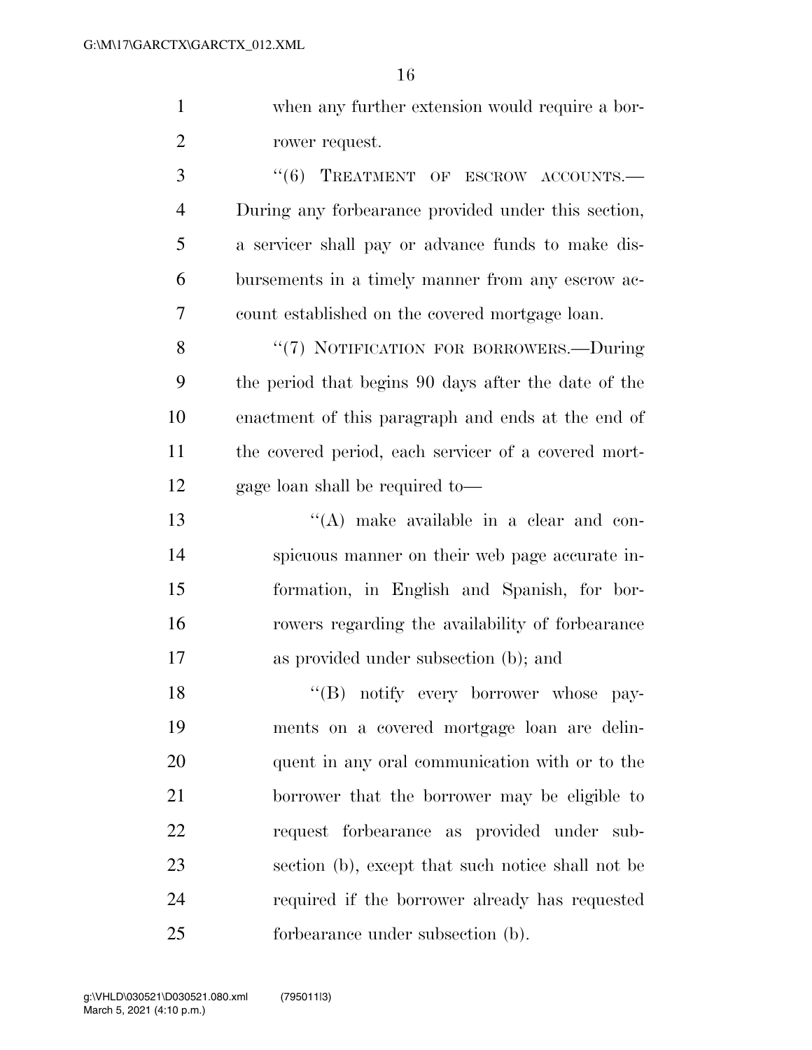when any further extension would require a borrower request.

"(6) TREATMENT OF ESCROW ACCOUNTS.—During any forbearance provided under this section, a servicer shall pay or advance funds to make disbursements in a timely manner from any escrow account established on the covered mortgage loan.

"(7) NOTIFICATION FOR BORROWERS.—During the period that begins 90 days after the date of the enactment of this paragraph and ends at the end of the covered period, each servicer of a covered mortgage loan shall be required to—

"(A) make available in a clear and conspicuous manner on their web page accurate information, in English and Spanish, for borrowers regarding the availability of forbearance as provided under subsection (b); and

"(B) notify every borrower whose payments on a covered mortgage loan are delinquent in any oral communication with or to the borrower that the borrower may be eligible to request forbearance as provided under subsection (b), except that such notice shall not be required if the borrower already has requested forbearance under subsection (b).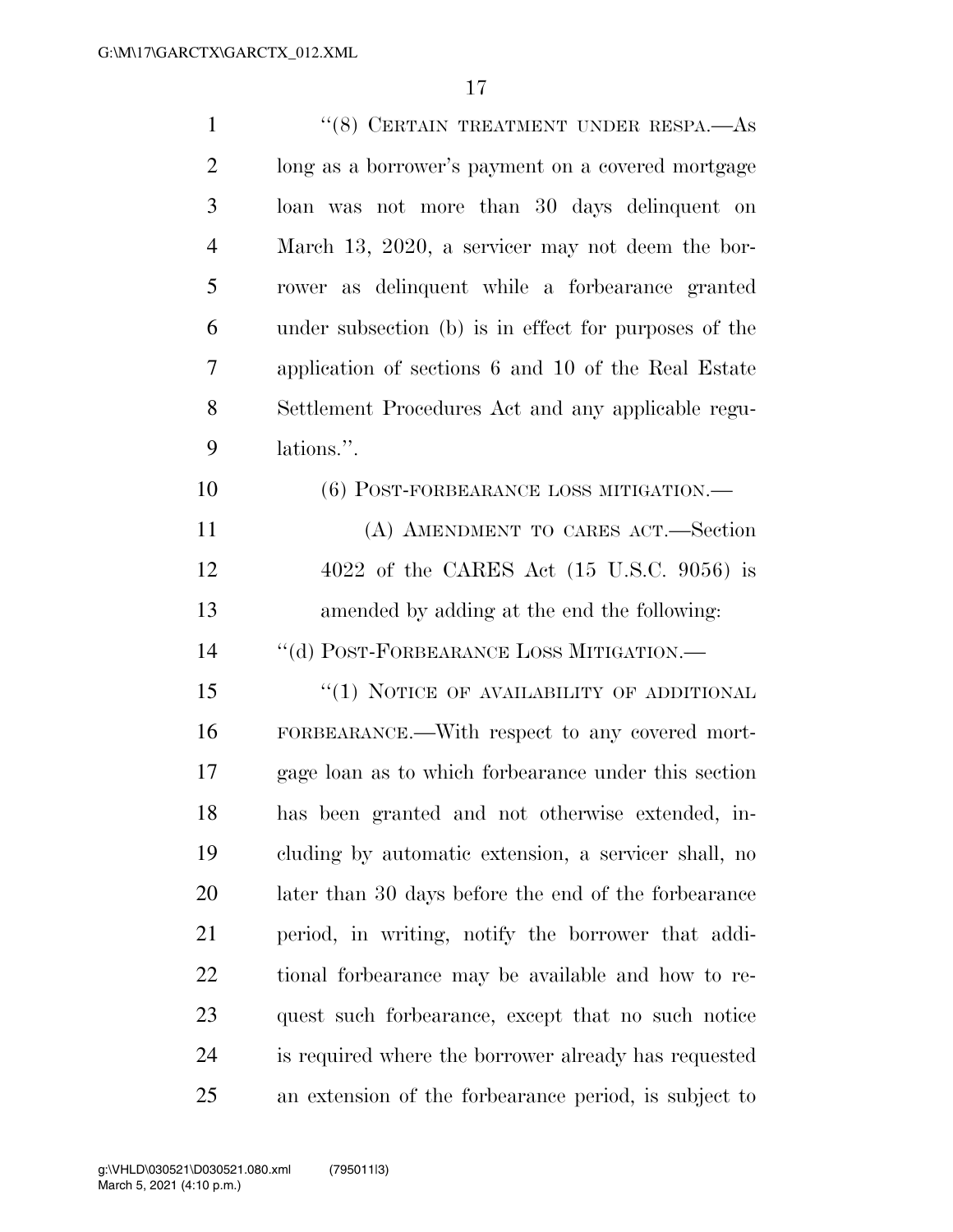"(8) CERTAIN TREATMENT UNDER RESPA.—As long as a borrower's payment on a covered mortgage loan was not more than 30 days delinquent on March 13, 2020, a servicer may not deem the borrower as delinquent while a forbearance granted under subsection (b) is in effect for purposes of the application of sections 6 and 10 of the Real Estate Settlement Procedures Act and any applicable regulations.".

(6) POST-FORBEARANCE LOSS MITIGATION.—

(A) AMENDMENT TO CARES ACT.—Section 4022 of the CARES Act (15 U.S.C. 9056) is amended by adding at the end the following:

"(d) POST-FORBEARANCE LOSS MITIGATION.—

"(1) NOTICE OF AVAILABILITY OF ADDITIONAL FORBEARANCE.—With respect to any covered mortgage loan as to which forbearance under this section has been granted and not otherwise extended, including by automatic extension, a servicer shall, no later than 30 days before the end of the forbearance period, in writing, notify the borrower that additional forbearance may be available and how to request such forbearance, except that no such notice is required where the borrower already has requested an extension of the forbearance period, is subject to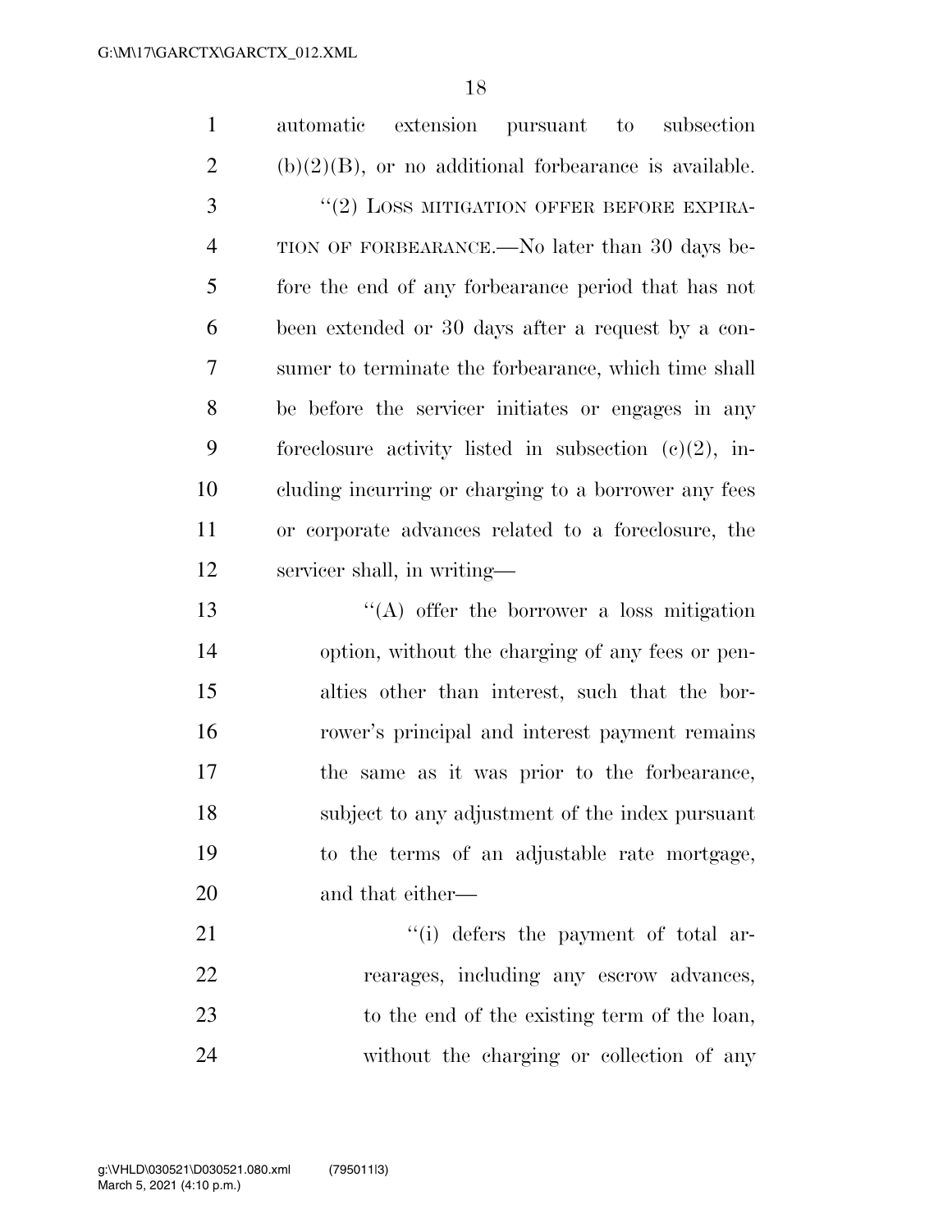automatic extension pursuant to subsection (b)(2)(B), or no additional forbearance is available.

"(2) LOSS MITIGATION OFFER BEFORE EXPIRATION OF FORBEARANCE.—No later than 30 days before the end of any forbearance period that has not been extended or 30 days after a request by a consumer to terminate the forbearance, which time shall be before the servicer initiates or engages in any foreclosure activity listed in subsection (c)(2), including incurring or charging to a borrower any fees or corporate advances related to a foreclosure, the servicer shall, in writing—

"(A) offer the borrower a loss mitigation option, without the charging of any fees or penalties other than interest, such that the borrower's principal and interest payment remains the same as it was prior to the forbearance, subject to any adjustment of the index pursuant to the terms of an adjustable rate mortgage, and that either—

"(i) defers the payment of total arrearages, including any escrow advances, to the end of the existing term of the loan, without the charging or collection of any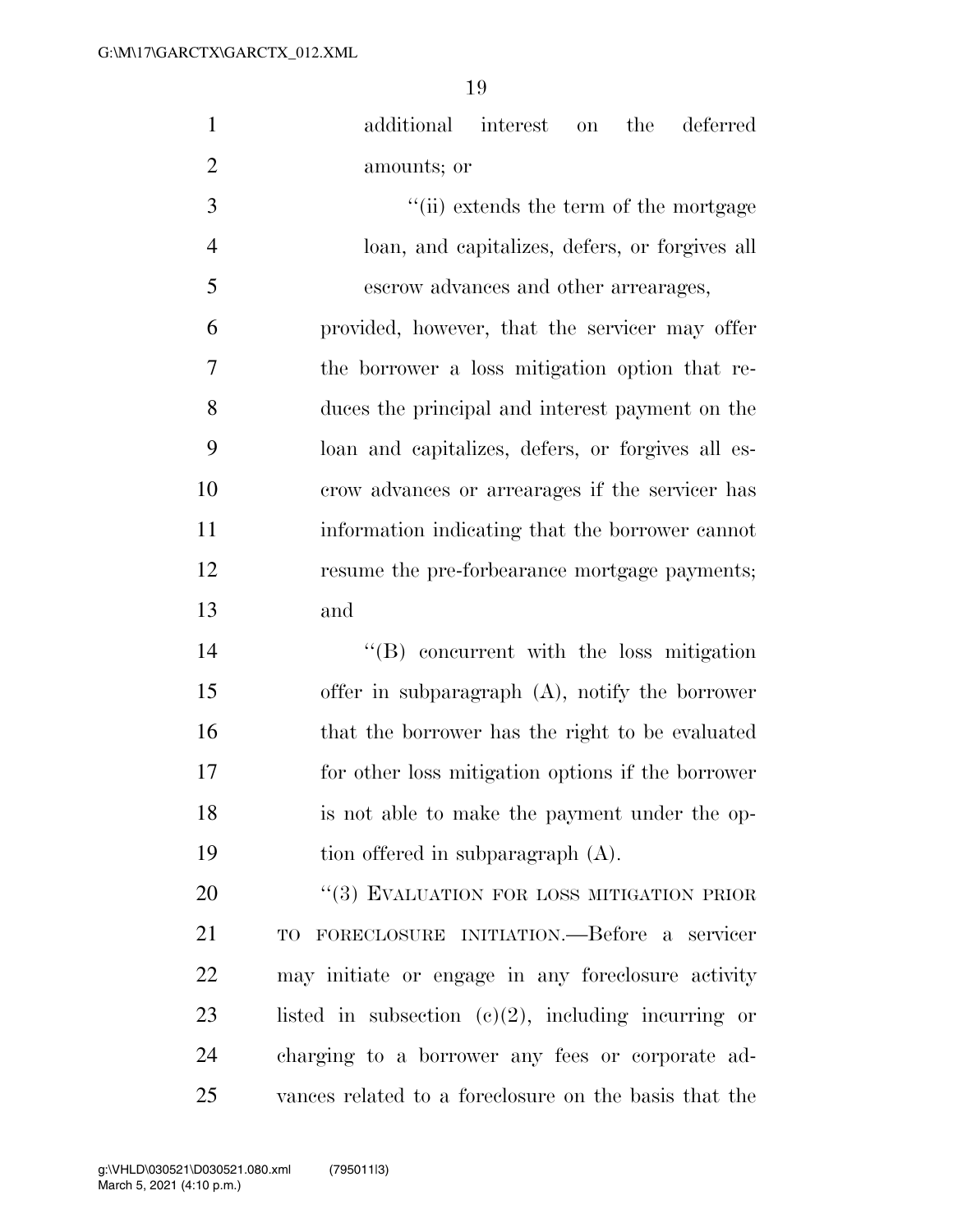additional interest on the deferred amounts; or

''(ii) extends the term of the mortgage loan, and capitalizes, defers, or forgives all escrow advances and other arrearages,

provided, however, that the servicer may offer the borrower a loss mitigation option that reduces the principal and interest payment on the loan and capitalizes, defers, or forgives all escrow advances or arrearages if the servicer has information indicating that the borrower cannot resume the pre-forbearance mortgage payments; and

''(B) concurrent with the loss mitigation offer in subparagraph (A), notify the borrower that the borrower has the right to be evaluated for other loss mitigation options if the borrower is not able to make the payment under the option offered in subparagraph (A).

''(3) EVALUATION FOR LOSS MITIGATION PRIOR TO FORECLOSURE INITIATION.—Before a servicer may initiate or engage in any foreclosure activity listed in subsection (c)(2), including incurring or charging to a borrower any fees or corporate advances related to a foreclosure on the basis that the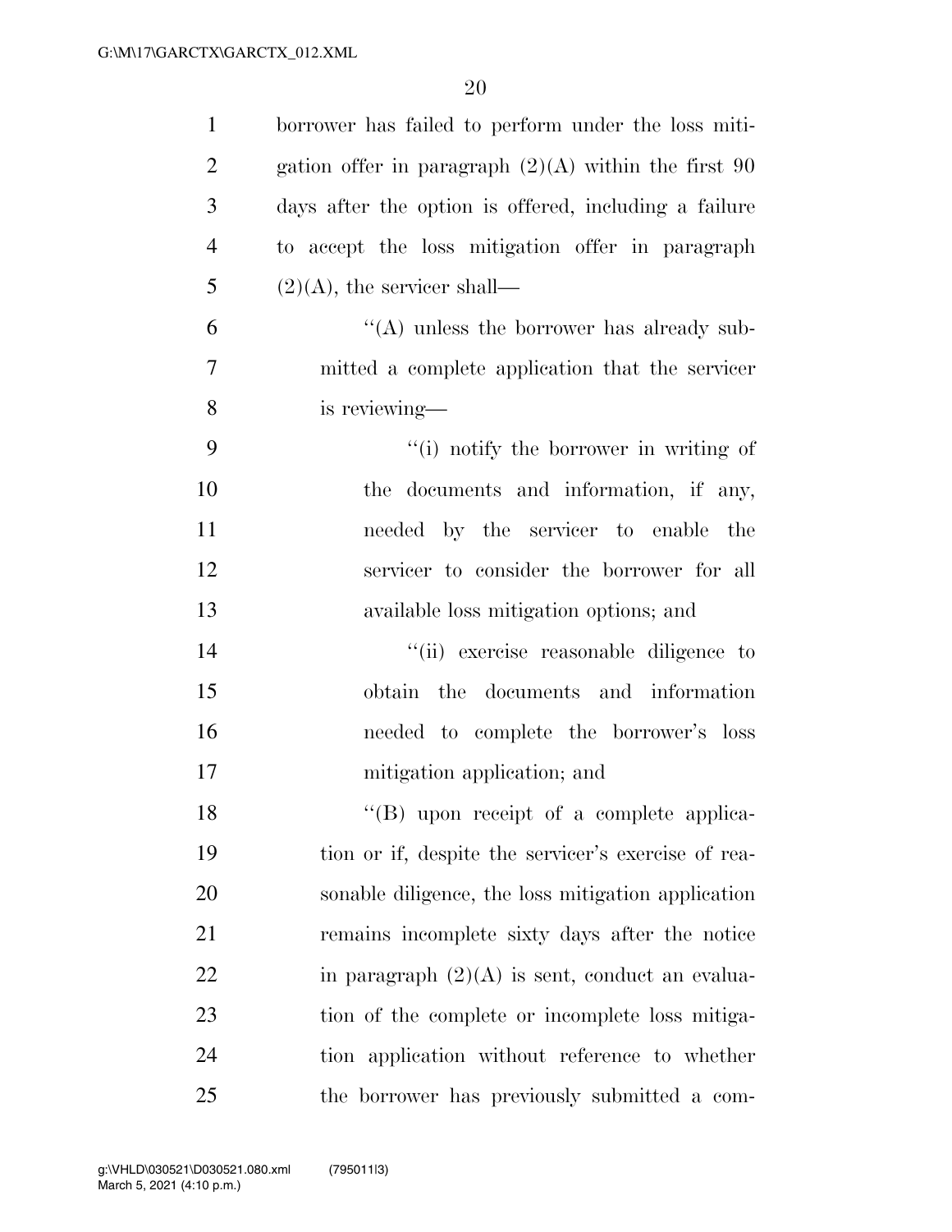borrower has failed to perform under the loss mitigation offer in paragraph (2)(A) within the first 90 days after the option is offered, including a failure to accept the loss mitigation offer in paragraph (2)(A), the servicer shall—

''(A) unless the borrower has already submitted a complete application that the servicer is reviewing—

''(i) notify the borrower in writing of the documents and information, if any, needed by the servicer to enable the servicer to consider the borrower for all available loss mitigation options; and

''(ii) exercise reasonable diligence to obtain the documents and information needed to complete the borrower's loss mitigation application; and

''(B) upon receipt of a complete application or if, despite the servicer's exercise of reasonable diligence, the loss mitigation application remains incomplete sixty days after the notice in paragraph (2)(A) is sent, conduct an evaluation of the complete or incomplete loss mitigation application without reference to whether the borrower has previously submitted a com-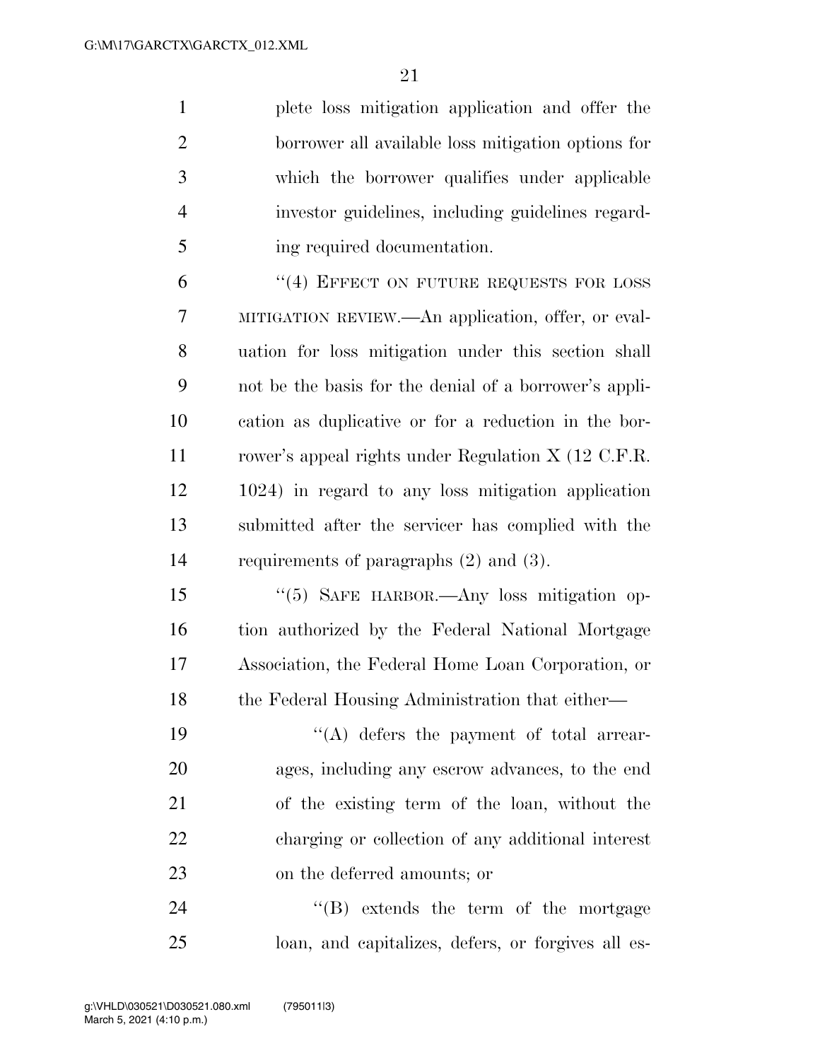plete loss mitigation application and offer the borrower all available loss mitigation options for which the borrower qualifies under applicable investor guidelines, including guidelines regarding required documentation.

"(4) EFFECT ON FUTURE REQUESTS FOR LOSS MITIGATION REVIEW.—An application, offer, or evaluation for loss mitigation under this section shall not be the basis for the denial of a borrower's application as duplicative or for a reduction in the borrower's appeal rights under Regulation X (12 C.F.R. 1024) in regard to any loss mitigation application submitted after the servicer has complied with the requirements of paragraphs (2) and (3).

"(5) SAFE HARBOR.—Any loss mitigation option authorized by the Federal National Mortgage Association, the Federal Home Loan Corporation, or the Federal Housing Administration that either—

"(A) defers the payment of total arrearages, including any escrow advances, to the end of the existing term of the loan, without the charging or collection of any additional interest on the deferred amounts; or

"(B) extends the term of the mortgage loan, and capitalizes, defers, or forgives all es-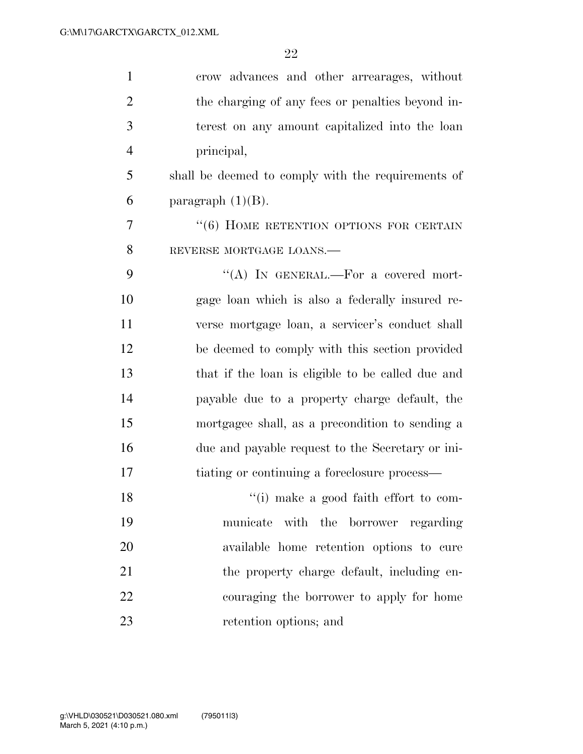crow advances and other arrearages, without the charging of any fees or penalties beyond interest on any amount capitalized into the loan principal,

shall be deemed to comply with the requirements of paragraph (1)(B).

"(6) HOME RETENTION OPTIONS FOR CERTAIN REVERSE MORTGAGE LOANS.—

"(A) IN GENERAL.—For a covered mortgage loan which is also a federally insured reverse mortgage loan, a servicer's conduct shall be deemed to comply with this section provided that if the loan is eligible to be called due and payable due to a property charge default, the mortgagee shall, as a precondition to sending a due and payable request to the Secretary or initiating or continuing a foreclosure process—

"(i) make a good faith effort to communicate with the borrower regarding available home retention options to cure the property charge default, including encouraging the borrower to apply for home retention options; and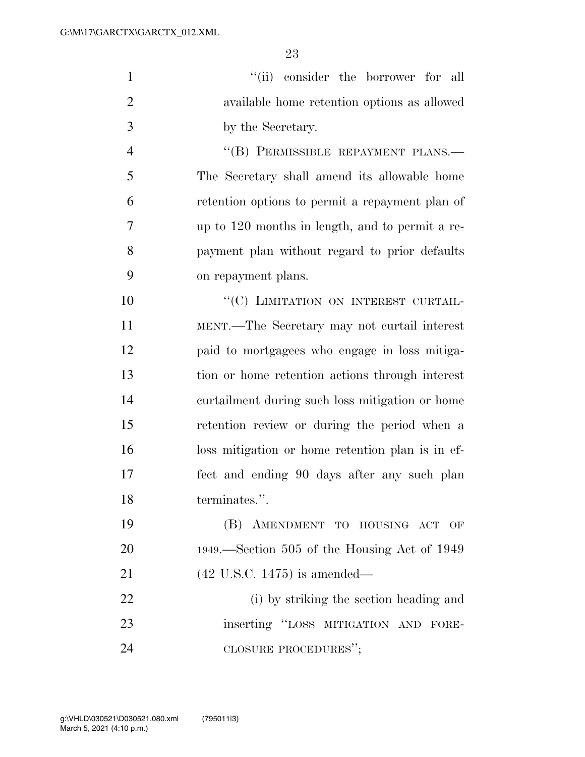"(ii) consider the borrower for all available home retention options as allowed by the Secretary.

"(B) PERMISSIBLE REPAYMENT PLANS.—The Secretary shall amend its allowable home retention options to permit a repayment plan of up to 120 months in length, and to permit a repayment plan without regard to prior defaults on repayment plans.

"(C) LIMITATION ON INTEREST CURTAILMENT.—The Secretary may not curtail interest paid to mortgagees who engage in loss mitigation or home retention actions through interest curtailment during such loss mitigation or home retention review or during the period when a loss mitigation or home retention plan is in effect and ending 90 days after any such plan terminates.".

(B) AMENDMENT TO HOUSING ACT OF 1949.—Section 505 of the Housing Act of 1949 (42 U.S.C. 1475) is amended—

(i) by striking the section heading and inserting "LOSS MITIGATION AND FORECLOSURE PROCEDURES";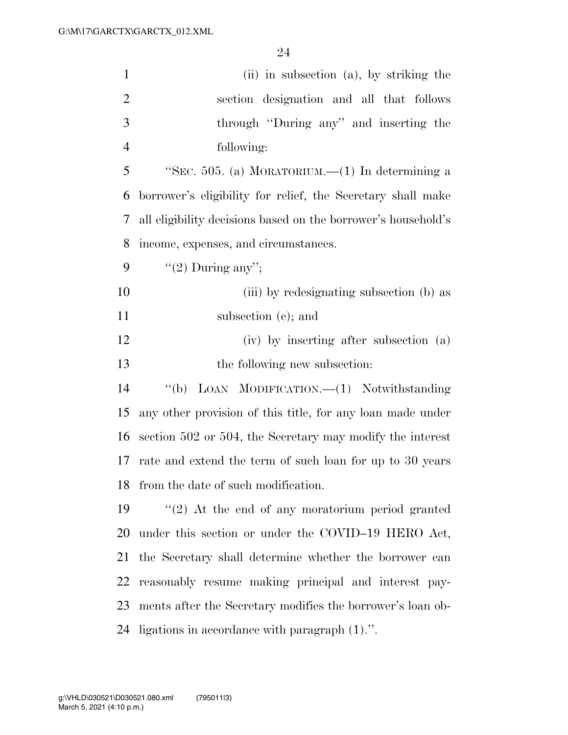(ii) in subsection (a), by striking the section designation and all that follows through ''During any'' and inserting the following:

''SEC. 505. (a) MORATORIUM.—(1) In determining a borrower's eligibility for relief, the Secretary shall make all eligibility decisions based on the borrower's household's income, expenses, and circumstances.

''(2) During any'';

(iii) by redesignating subsection (b) as subsection (c); and

(iv) by inserting after subsection (a) the following new subsection:

''(b) LOAN MODIFICATION.—(1) Notwithstanding any other provision of this title, for any loan made under section 502 or 504, the Secretary may modify the interest rate and extend the term of such loan for up to 30 years from the date of such modification.

''(2) At the end of any moratorium period granted under this section or under the COVID–19 HERO Act, the Secretary shall determine whether the borrower can reasonably resume making principal and interest payments after the Secretary modifies the borrower's loan obligations in accordance with paragraph (1).''.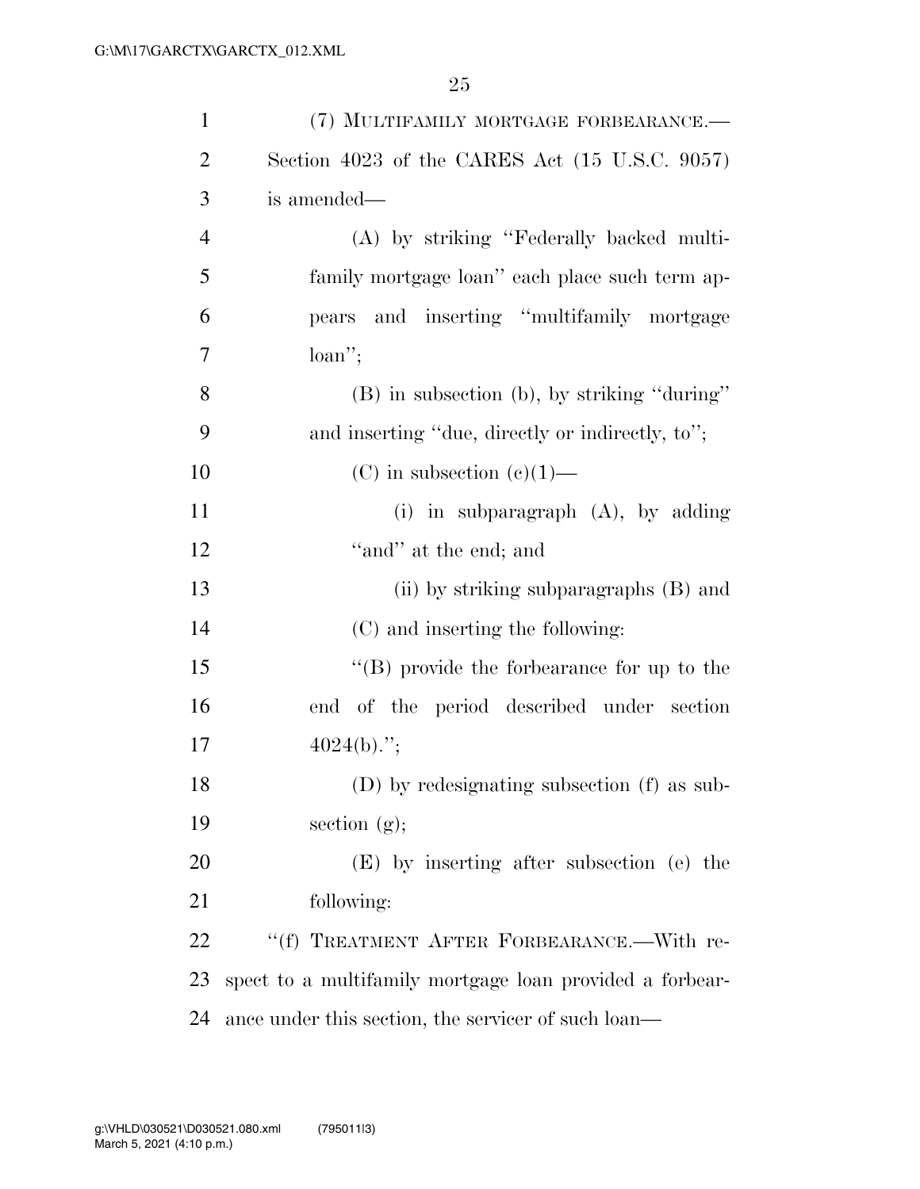(7) MULTIFAMILY MORTGAGE FORBEARANCE.—Section 4023 of the CARES Act (15 U.S.C. 9057) is amended—

(A) by striking "Federally backed multifamily mortgage loan" each place such term appears and inserting "multifamily mortgage loan";

(B) in subsection (b), by striking "during" and inserting "due, directly or indirectly, to";

(C) in subsection (c)(1)—

(i) in subparagraph (A), by adding "and" at the end; and

(ii) by striking subparagraphs (B) and (C) and inserting the following:

"(B) provide the forbearance for up to the end of the period described under section 4024(b).";

(D) by redesignating subsection (f) as subsection (g);

(E) by inserting after subsection (e) the following:

"(f) TREATMENT AFTER FORBEARANCE.—With respect to a multifamily mortgage loan provided a forbearance under this section, the servicer of such loan—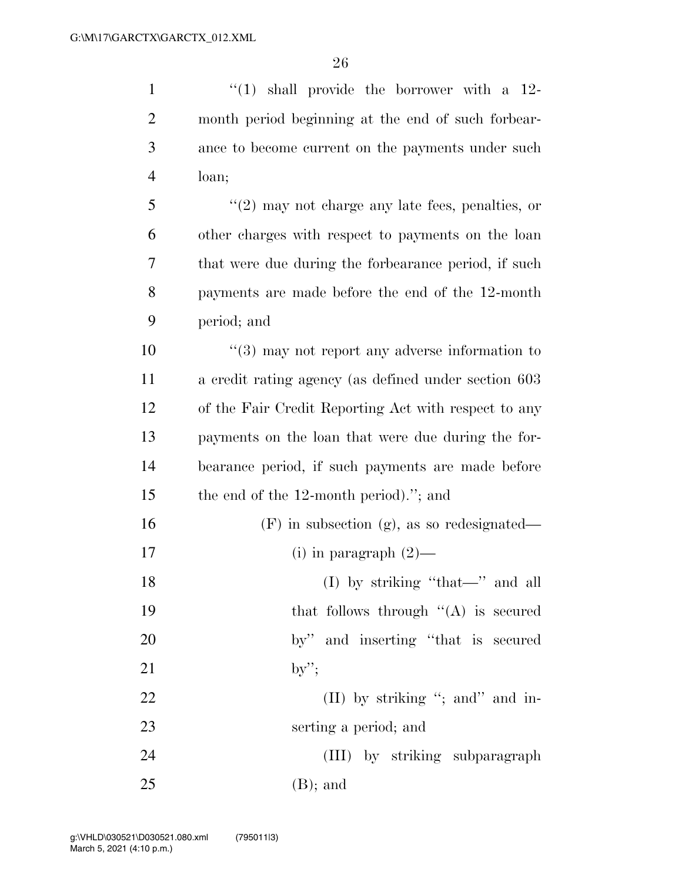''(1) shall provide the borrower with a 12-month period beginning at the end of such forbearance to become current on the payments under such loan;

''(2) may not charge any late fees, penalties, or other charges with respect to payments on the loan that were due during the forbearance period, if such payments are made before the end of the 12-month period; and

''(3) may not report any adverse information to a credit rating agency (as defined under section 603 of the Fair Credit Reporting Act with respect to any payments on the loan that were due during the forbearance period, if such payments are made before the end of the 12-month period).''; and

(F) in subsection (g), as so redesignated—

(i) in paragraph (2)—

(I) by striking ''that—'' and all that follows through ''(A) is secured by'' and inserting ''that is secured by'';

(II) by striking ''; and'' and inserting a period; and

(III) by striking subparagraph (B); and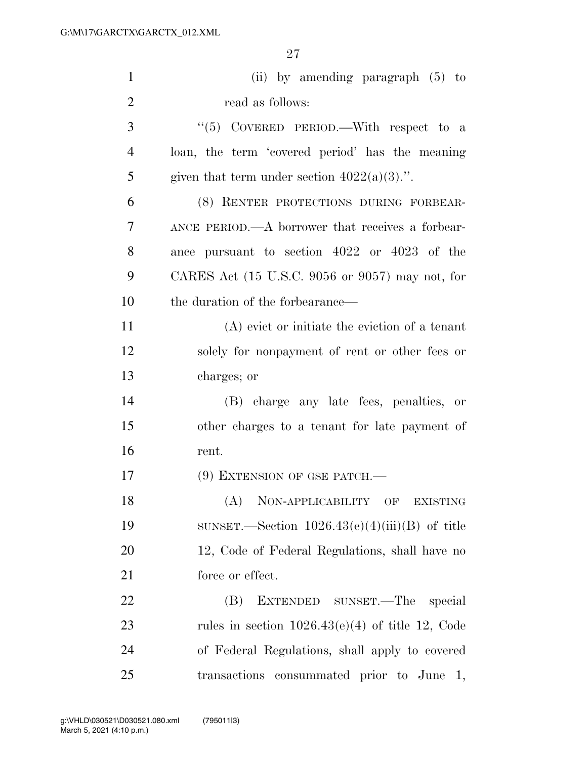(ii) by amending paragraph (5) to read as follows:

"(5) COVERED PERIOD.—With respect to a loan, the term 'covered period' has the meaning given that term under section 4022(a)(3).".

(8) RENTER PROTECTIONS DURING FORBEARANCE PERIOD.—A borrower that receives a forbearance pursuant to section 4022 or 4023 of the CARES Act (15 U.S.C. 9056 or 9057) may not, for the duration of the forbearance—

(A) evict or initiate the eviction of a tenant solely for nonpayment of rent or other fees or charges; or

(B) charge any late fees, penalties, or other charges to a tenant for late payment of rent.

(9) EXTENSION OF GSE PATCH.—

(A) NON-APPLICABILITY OF EXISTING SUNSET.—Section 1026.43(e)(4)(iii)(B) of title 12, Code of Federal Regulations, shall have no force or effect.

(B) EXTENDED SUNSET.—The special rules in section 1026.43(e)(4) of title 12, Code of Federal Regulations, shall apply to covered transactions consummated prior to June 1,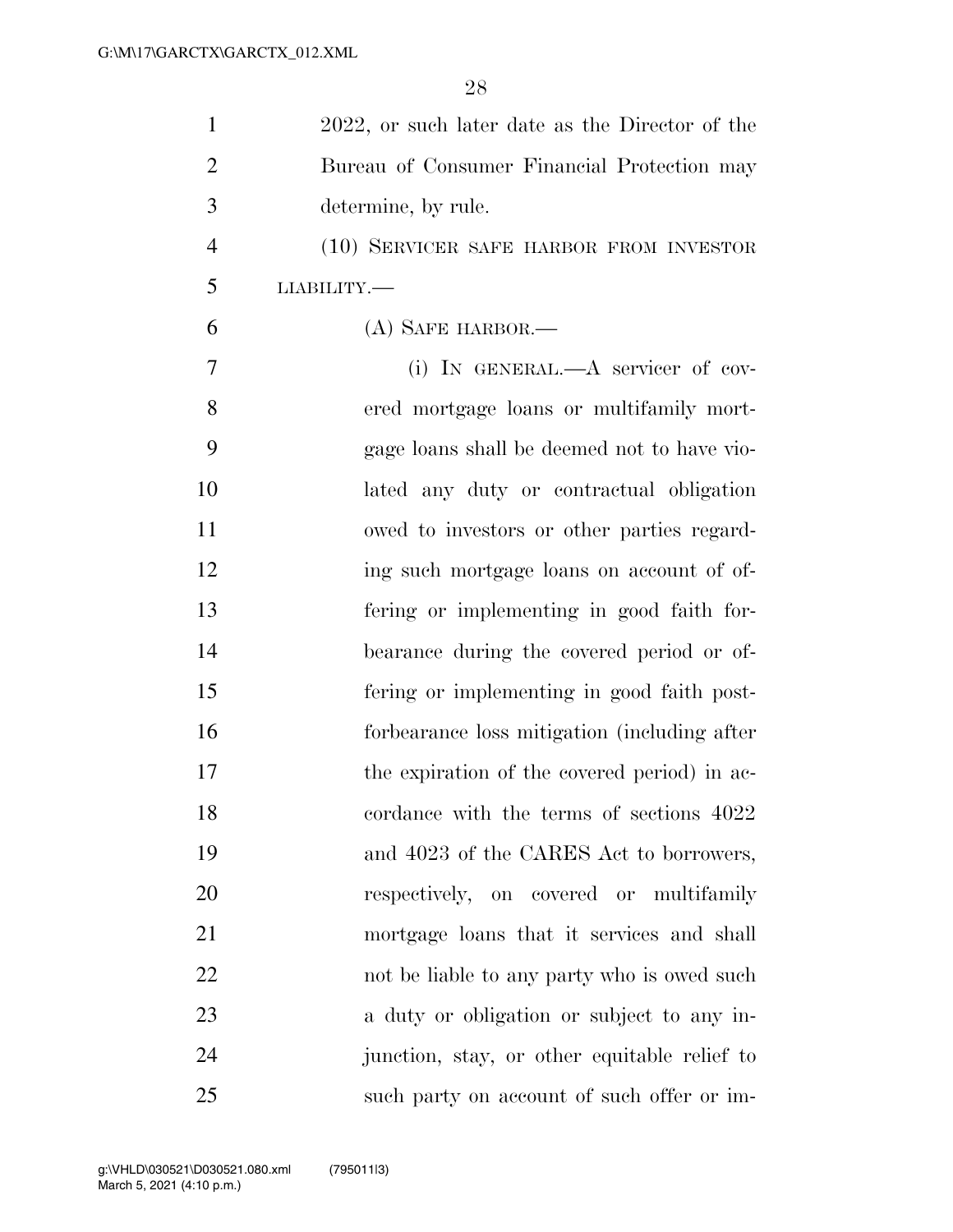2022, or such later date as the Director of the Bureau of Consumer Financial Protection may determine, by rule.

(10) SERVICER SAFE HARBOR FROM INVESTOR LIABILITY.—

(A) SAFE HARBOR.—

(i) IN GENERAL.—A servicer of covered mortgage loans or multifamily mortgage loans shall be deemed not to have violated any duty or contractual obligation owed to investors or other parties regarding such mortgage loans on account of offering or implementing in good faith forbearance during the covered period or offering or implementing in good faith post-forbearance loss mitigation (including after the expiration of the covered period) in accordance with the terms of sections 4022 and 4023 of the CARES Act to borrowers, respectively, on covered or multifamily mortgage loans that it services and shall not be liable to any party who is owed such a duty or obligation or subject to any injunction, stay, or other equitable relief to such party on account of such offer or im-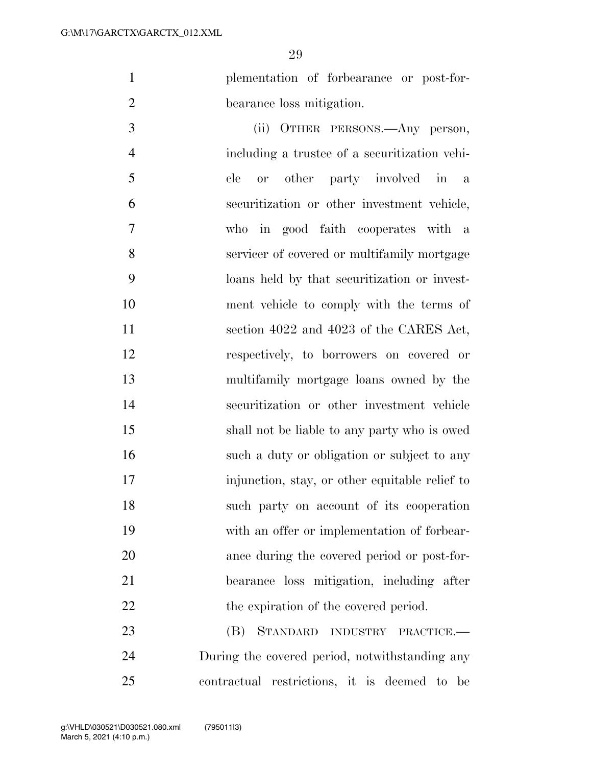plementation of forbearance or post-forbearance loss mitigation.

(ii) OTHER PERSONS.—Any person, including a trustee of a securitization vehicle or other party involved in a securitization or other investment vehicle, who in good faith cooperates with a servicer of covered or multifamily mortgage loans held by that securitization or investment vehicle to comply with the terms of section 4022 and 4023 of the CARES Act, respectively, to borrowers on covered or multifamily mortgage loans owned by the securitization or other investment vehicle shall not be liable to any party who is owed such a duty or obligation or subject to any injunction, stay, or other equitable relief to such party on account of its cooperation with an offer or implementation of forbearance during the covered period or post-forbearance loss mitigation, including after the expiration of the covered period.

(B) STANDARD INDUSTRY PRACTICE.—During the covered period, notwithstanding any contractual restrictions, it is deemed to be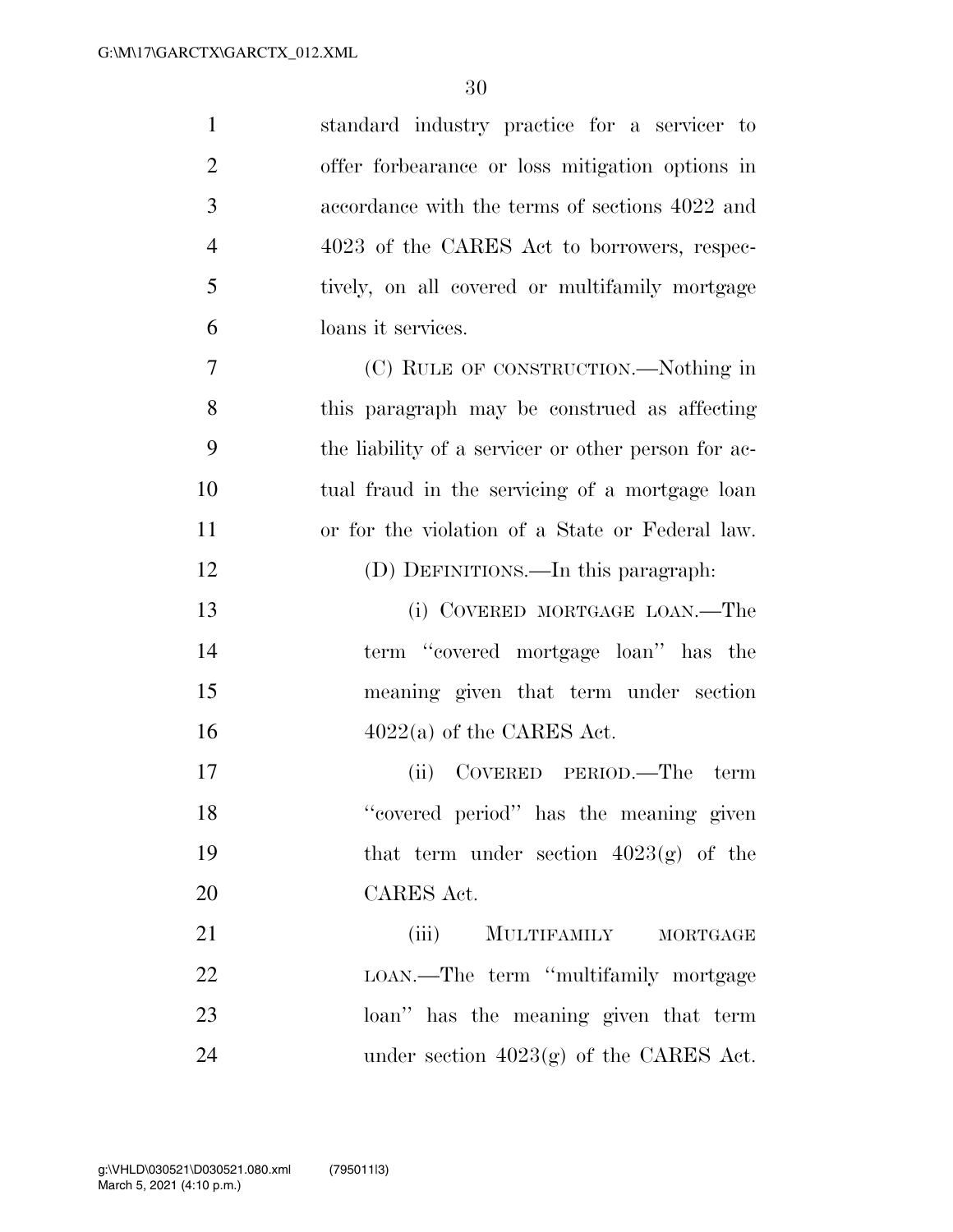standard industry practice for a servicer to offer forbearance or loss mitigation options in accordance with the terms of sections 4022 and 4023 of the CARES Act to borrowers, respectively, on all covered or multifamily mortgage loans it services.

(C) RULE OF CONSTRUCTION.—Nothing in this paragraph may be construed as affecting the liability of a servicer or other person for actual fraud in the servicing of a mortgage loan or for the violation of a State or Federal law.

(D) DEFINITIONS.—In this paragraph:

(i) COVERED MORTGAGE LOAN.—The term ''covered mortgage loan'' has the meaning given that term under section 4022(a) of the CARES Act.

(ii) COVERED PERIOD.—The term ''covered period'' has the meaning given that term under section 4023(g) of the CARES Act.

(iii) MULTIFAMILY MORTGAGE LOAN.—The term ''multifamily mortgage loan'' has the meaning given that term under section 4023(g) of the CARES Act.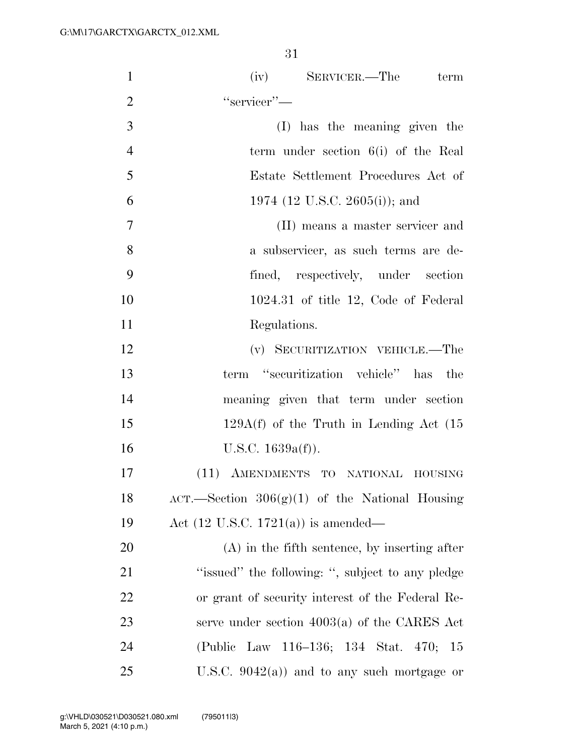(iv) SERVICER.—The term "servicer"—

(I) has the meaning given the term under section 6(i) of the Real Estate Settlement Procedures Act of 1974 (12 U.S.C. 2605(i)); and

(II) means a master servicer and a subservicer, as such terms are defined, respectively, under section 1024.31 of title 12, Code of Federal Regulations.

(v) SECURITIZATION VEHICLE.—The term "securitization vehicle" has the meaning given that term under section 129A(f) of the Truth in Lending Act (15 U.S.C. 1639a(f)).

(11) AMENDMENTS TO NATIONAL HOUSING ACT.—Section 306(g)(1) of the National Housing Act (12 U.S.C. 1721(a)) is amended—

(A) in the fifth sentence, by inserting after "issued" the following: ", subject to any pledge or grant of security interest of the Federal Reserve under section 4003(a) of the CARES Act (Public Law 116–136; 134 Stat. 470; 15 U.S.C. 9042(a)) and to any such mortgage or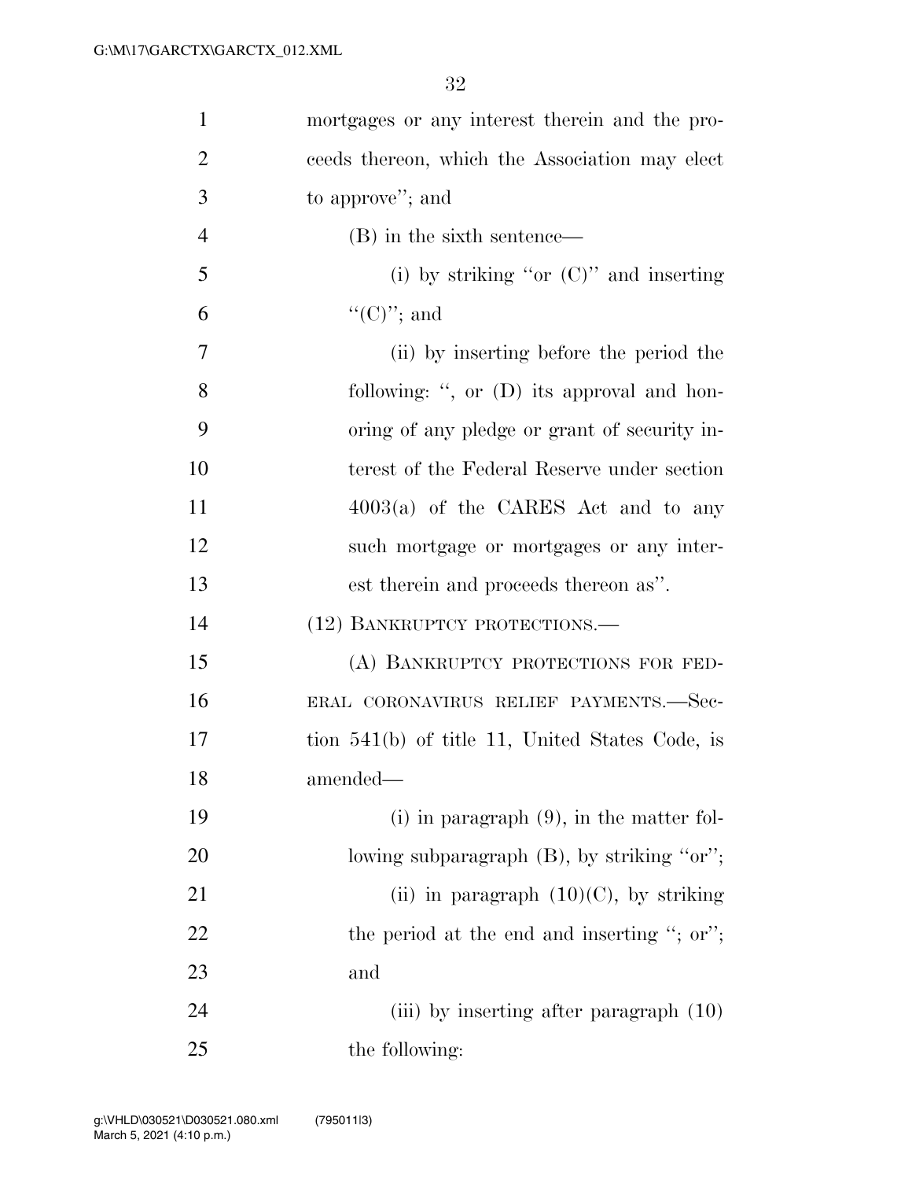mortgages or any interest therein and the proceeds thereon, which the Association may elect to approve''; and

(B) in the sixth sentence—

(i) by striking ''or (C)'' and inserting ''(C)''; and

(ii) by inserting before the period the following: '', or (D) its approval and honoring of any pledge or grant of security interest of the Federal Reserve under section 4003(a) of the CARES Act and to any such mortgage or mortgages or any interest therein and proceeds thereon as''.

(12) BANKRUPTCY PROTECTIONS.—

(A) BANKRUPTCY PROTECTIONS FOR FEDERAL CORONAVIRUS RELIEF PAYMENTS.—Section 541(b) of title 11, United States Code, is amended—

(i) in paragraph (9), in the matter following subparagraph (B), by striking ''or'';

(ii) in paragraph (10)(C), by striking the period at the end and inserting ''; or''; and

(iii) by inserting after paragraph (10) the following: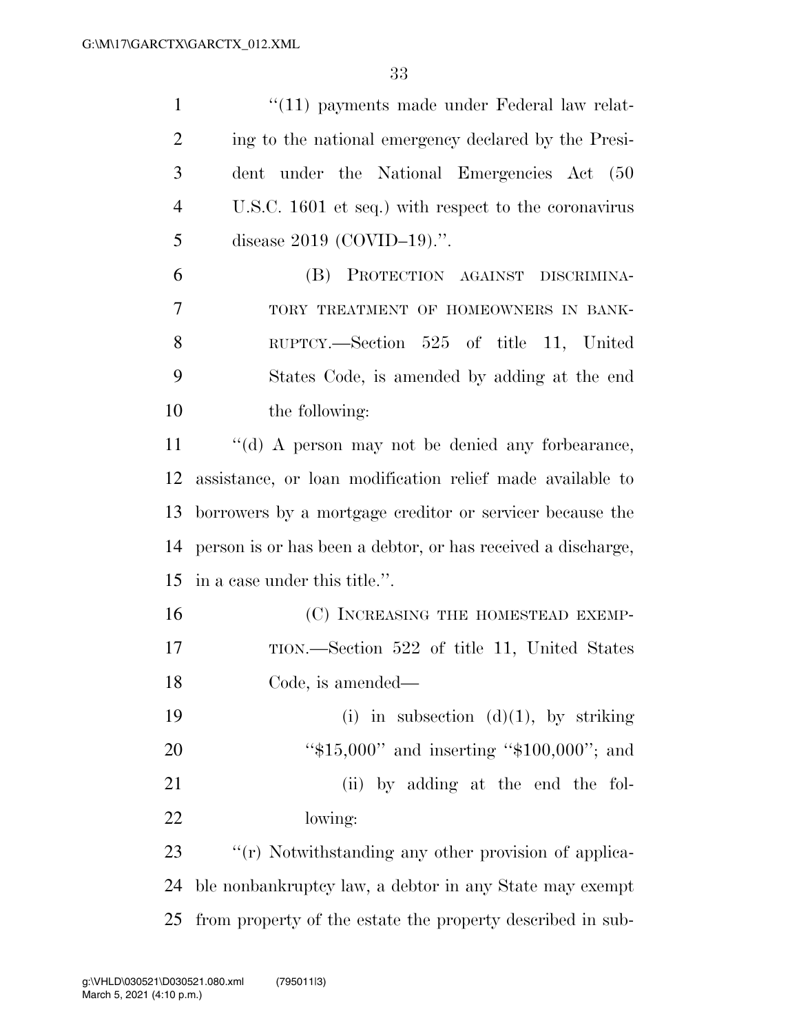"(11) payments made under Federal law relating to the national emergency declared by the President under the National Emergencies Act (50 U.S.C. 1601 et seq.) with respect to the coronavirus disease 2019 (COVID–19).".

(B) PROTECTION AGAINST DISCRIMINATORY TREATMENT OF HOMEOWNERS IN BANKRUPTCY.—Section 525 of title 11, United States Code, is amended by adding at the end the following:

"(d) A person may not be denied any forbearance, assistance, or loan modification relief made available to borrowers by a mortgage creditor or servicer because the person is or has been a debtor, or has received a discharge, in a case under this title.".

(C) INCREASING THE HOMESTEAD EXEMPTION.—Section 522 of title 11, United States Code, is amended—

(i) in subsection (d)(1), by striking "$15,000" and inserting "$100,000"; and

(ii) by adding at the end the following:

"(r) Notwithstanding any other provision of applicable nonbankruptcy law, a debtor in any State may exempt from property of the estate the property described in sub-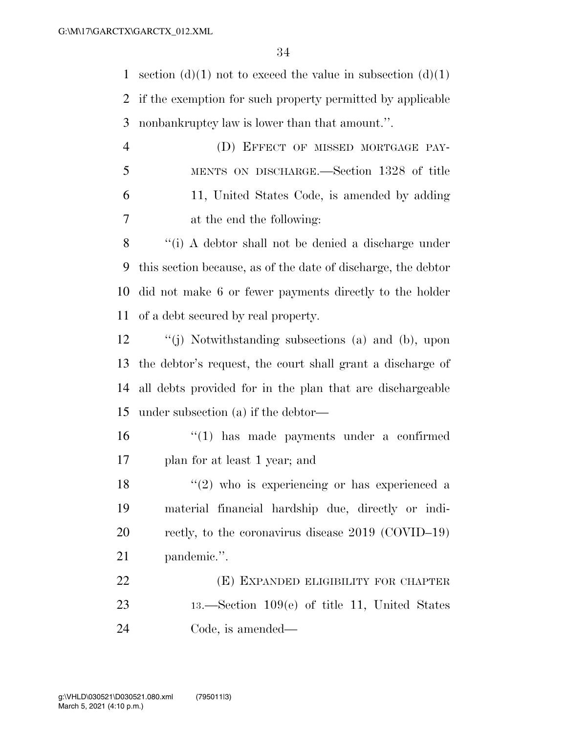section (d)(1) not to exceed the value in subsection (d)(1) if the exemption for such property permitted by applicable nonbankruptcy law is lower than that amount.''.

(D) EFFECT OF MISSED MORTGAGE PAYMENTS ON DISCHARGE.—Section 1328 of title 11, United States Code, is amended by adding at the end the following:

''(i) A debtor shall not be denied a discharge under this section because, as of the date of discharge, the debtor did not make 6 or fewer payments directly to the holder of a debt secured by real property.

''(j) Notwithstanding subsections (a) and (b), upon the debtor's request, the court shall grant a discharge of all debts provided for in the plan that are dischargeable under subsection (a) if the debtor—

''(1) has made payments under a confirmed plan for at least 1 year; and

''(2) who is experiencing or has experienced a material financial hardship due, directly or indirectly, to the coronavirus disease 2019 (COVID–19) pandemic.''.

(E) EXPANDED ELIGIBILITY FOR CHAPTER 13.—Section 109(e) of title 11, United States Code, is amended—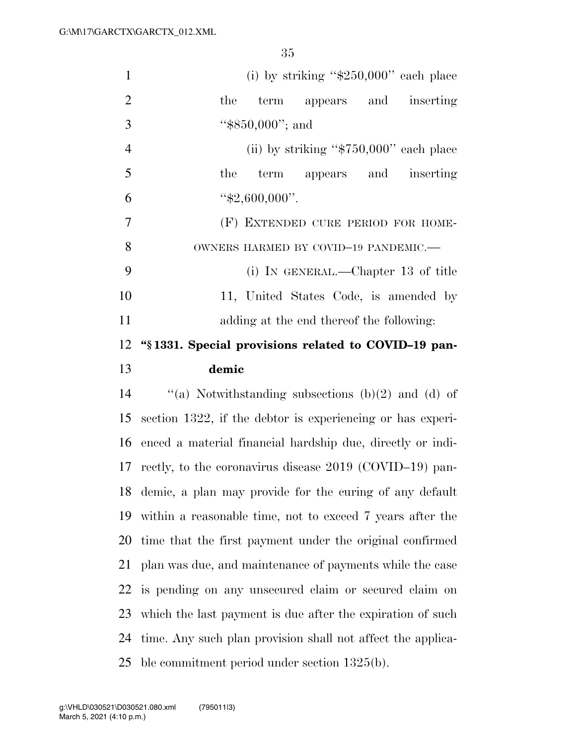(i) by striking "$250,000" each place the term appears and inserting "$850,000"; and

(ii) by striking "$750,000" each place the term appears and inserting "$2,600,000".

(F) EXTENDED CURE PERIOD FOR HOMEOWNERS HARMED BY COVID–19 PANDEMIC.—

(i) IN GENERAL.—Chapter 13 of title 11, United States Code, is amended by adding at the end thereof the following:

**"§ 1331. Special provisions related to COVID–19 pandemic**

"(a) Notwithstanding subsections (b)(2) and (d) of section 1322, if the debtor is experiencing or has experienced a material financial hardship due, directly or indirectly, to the coronavirus disease 2019 (COVID–19) pandemic, a plan may provide for the curing of any default within a reasonable time, not to exceed 7 years after the time that the first payment under the original confirmed plan was due, and maintenance of payments while the case is pending on any unsecured claim or secured claim on which the last payment is due after the expiration of such time. Any such plan provision shall not affect the applicable commitment period under section 1325(b).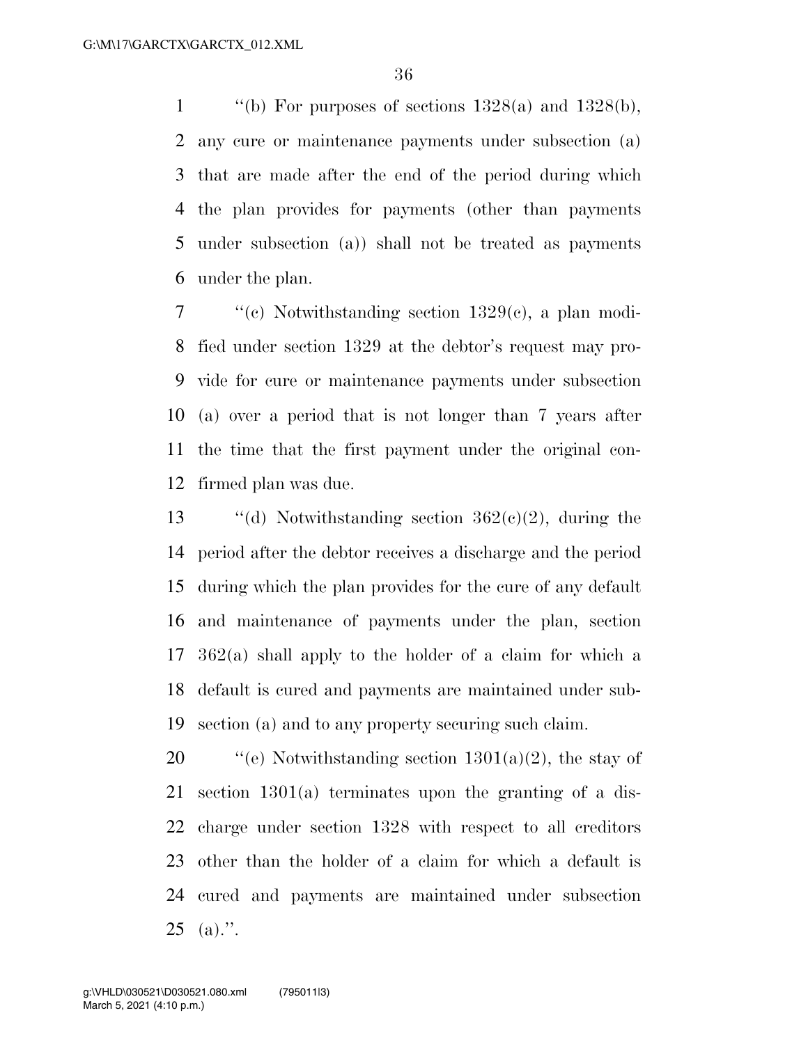"(b) For purposes of sections 1328(a) and 1328(b), any cure or maintenance payments under subsection (a) that are made after the end of the period during which the plan provides for payments (other than payments under subsection (a)) shall not be treated as payments under the plan.

"(c) Notwithstanding section 1329(c), a plan modified under section 1329 at the debtor's request may provide for cure or maintenance payments under subsection (a) over a period that is not longer than 7 years after the time that the first payment under the original confirmed plan was due.

"(d) Notwithstanding section 362(c)(2), during the period after the debtor receives a discharge and the period during which the plan provides for the cure of any default and maintenance of payments under the plan, section 362(a) shall apply to the holder of a claim for which a default is cured and payments are maintained under subsection (a) and to any property securing such claim.

"(e) Notwithstanding section 1301(a)(2), the stay of section 1301(a) terminates upon the granting of a discharge under section 1328 with respect to all creditors other than the holder of a claim for which a default is cured and payments are maintained under subsection (a).".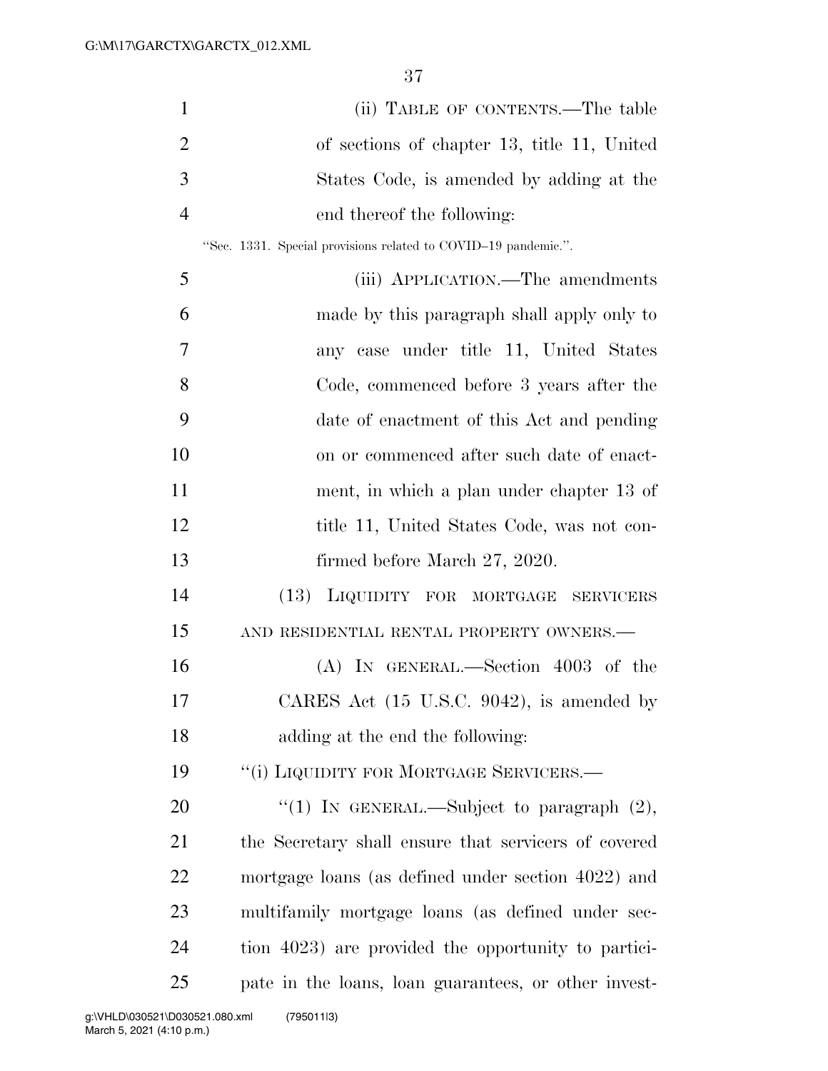(ii) TABLE OF CONTENTS.—The table of sections of chapter 13, title 11, United States Code, is amended by adding at the end thereof the following:

"Sec. 1331. Special provisions related to COVID–19 pandemic.".

(iii) APPLICATION.—The amendments made by this paragraph shall apply only to any case under title 11, United States Code, commenced before 3 years after the date of enactment of this Act and pending on or commenced after such date of enactment, in which a plan under chapter 13 of title 11, United States Code, was not confirmed before March 27, 2020.

(13) LIQUIDITY FOR MORTGAGE SERVICERS AND RESIDENTIAL RENTAL PROPERTY OWNERS.—

(A) IN GENERAL.—Section 4003 of the CARES Act (15 U.S.C. 9042), is amended by adding at the end the following:

"(i) LIQUIDITY FOR MORTGAGE SERVICERS.—

"(1) IN GENERAL.—Subject to paragraph (2), the Secretary shall ensure that servicers of covered mortgage loans (as defined under section 4022) and multifamily mortgage loans (as defined under section 4023) are provided the opportunity to participate in the loans, loan guarantees, or other invest-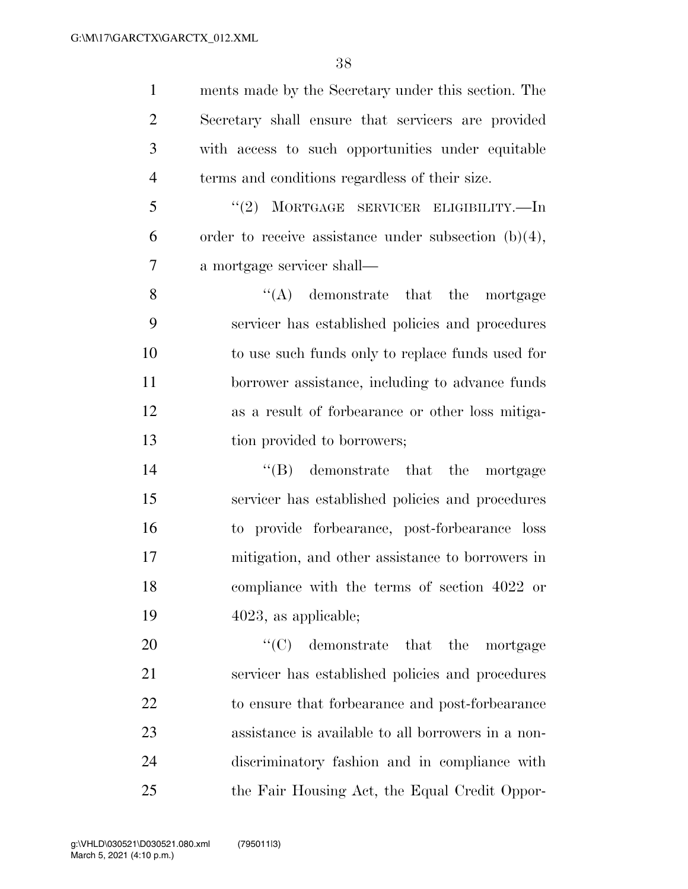ments made by the Secretary under this section. The Secretary shall ensure that servicers are provided with access to such opportunities under equitable terms and conditions regardless of their size.

"(2) MORTGAGE SERVICER ELIGIBILITY.—In order to receive assistance under subsection (b)(4), a mortgage servicer shall—

"(A) demonstrate that the mortgage servicer has established policies and procedures to use such funds only to replace funds used for borrower assistance, including to advance funds as a result of forbearance or other loss mitigation provided to borrowers;

"(B) demonstrate that the mortgage servicer has established policies and procedures to provide forbearance, post-forbearance loss mitigation, and other assistance to borrowers in compliance with the terms of section 4022 or 4023, as applicable;

"(C) demonstrate that the mortgage servicer has established policies and procedures to ensure that forbearance and post-forbearance assistance is available to all borrowers in a non-discriminatory fashion and in compliance with the Fair Housing Act, the Equal Credit Oppor-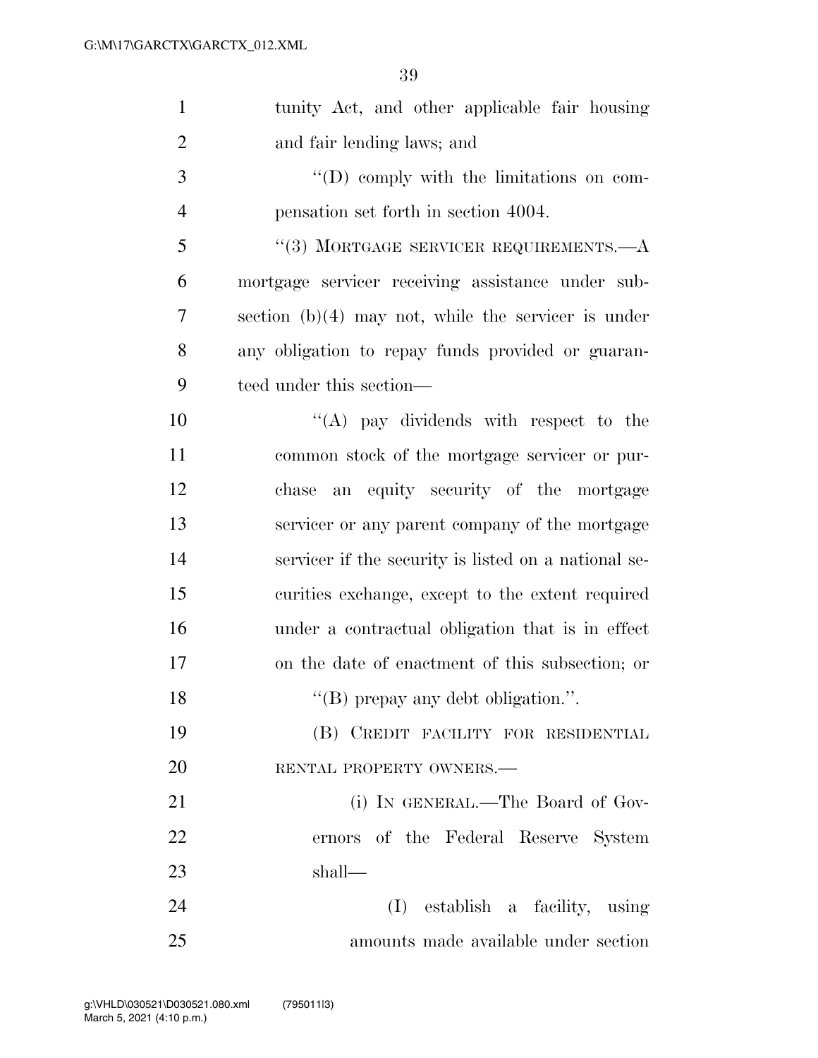tunity Act, and other applicable fair housing and fair lending laws; and

''(D) comply with the limitations on compensation set forth in section 4004.

''(3) MORTGAGE SERVICER REQUIREMENTS.—A mortgage servicer receiving assistance under subsection (b)(4) may not, while the servicer is under any obligation to repay funds provided or guaranteed under this section—

''(A) pay dividends with respect to the common stock of the mortgage servicer or purchase an equity security of the mortgage servicer or any parent company of the mortgage servicer if the security is listed on a national securities exchange, except to the extent required under a contractual obligation that is in effect on the date of enactment of this subsection; or

''(B) prepay any debt obligation.''.

(B) CREDIT FACILITY FOR RESIDENTIAL RENTAL PROPERTY OWNERS.—

(i) IN GENERAL.—The Board of Governors of the Federal Reserve System shall—

(I) establish a facility, using amounts made available under section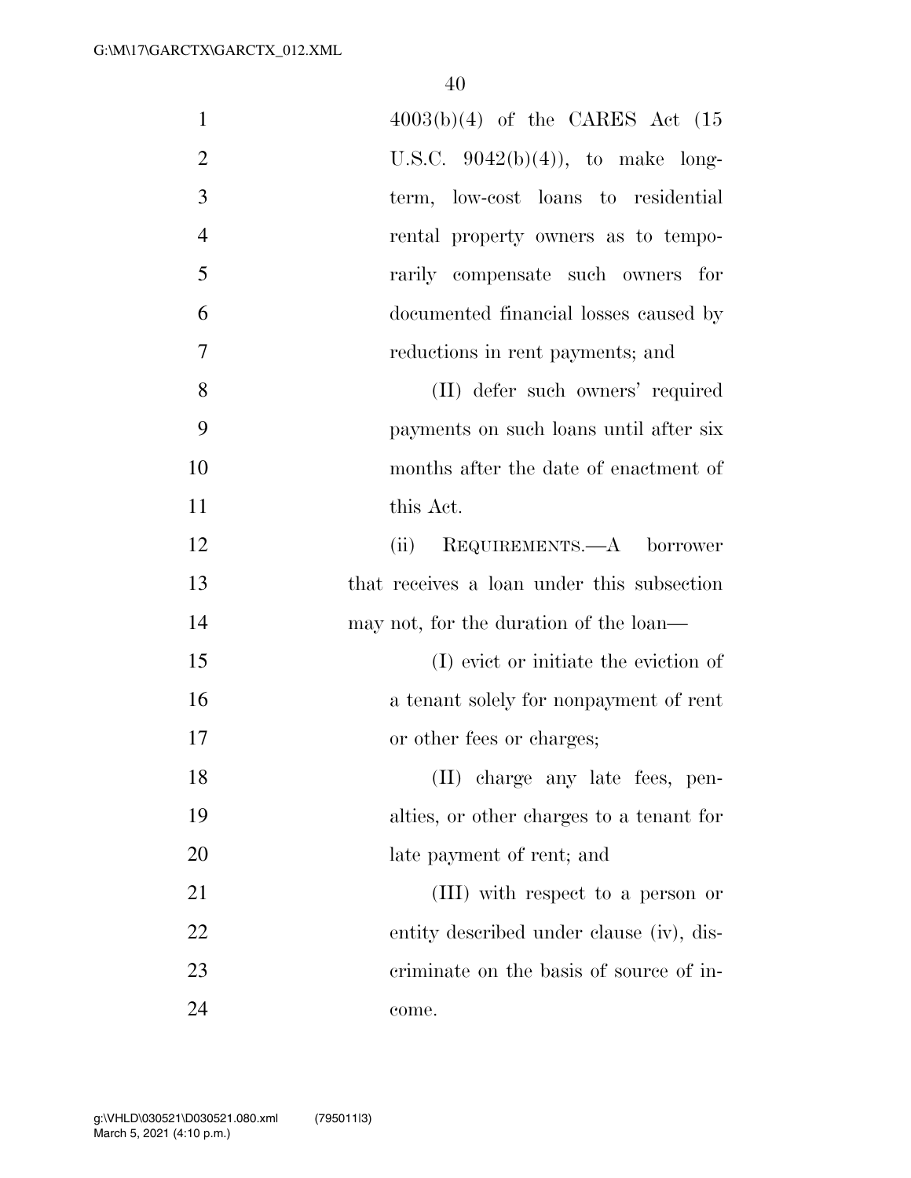4003(b)(4) of the CARES Act (15 U.S.C. 9042(b)(4)), to make long-term, low-cost loans to residential rental property owners as to temporarily compensate such owners for documented financial losses caused by reductions in rent payments; and

(II) defer such owners' required payments on such loans until after six months after the date of enactment of this Act.

(ii) REQUIREMENTS.—A borrower that receives a loan under this subsection may not, for the duration of the loan—

(I) evict or initiate the eviction of a tenant solely for nonpayment of rent or other fees or charges;

(II) charge any late fees, penalties, or other charges to a tenant for late payment of rent; and

(III) with respect to a person or entity described under clause (iv), discriminate on the basis of source of income.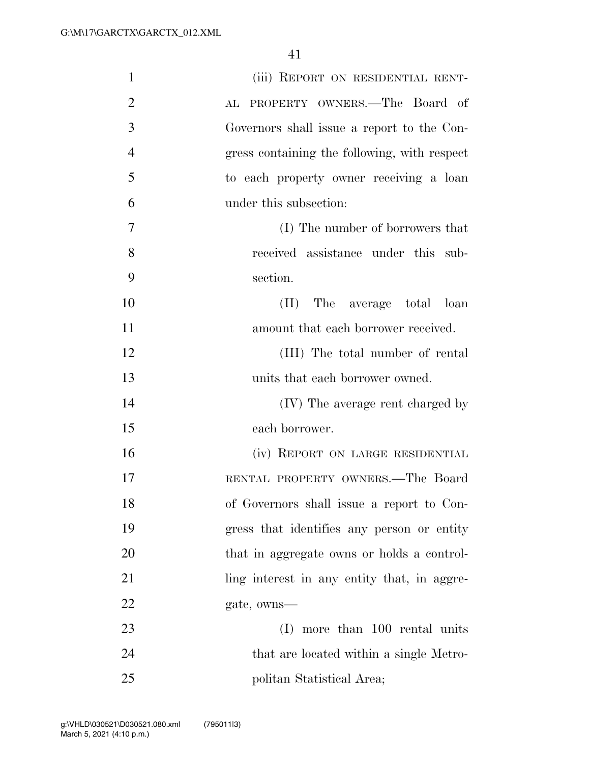(iii) REPORT ON RESIDENTIAL RENTAL PROPERTY OWNERS.—The Board of Governors shall issue a report to the Congress containing the following, with respect to each property owner receiving a loan under this subsection:

(I) The number of borrowers that received assistance under this subsection.

(II) The average total loan amount that each borrower received.

(III) The total number of rental units that each borrower owned.

(IV) The average rent charged by each borrower.

(iv) REPORT ON LARGE RESIDENTIAL RENTAL PROPERTY OWNERS.—The Board of Governors shall issue a report to Congress that identifies any person or entity that in aggregate owns or holds a controlling interest in any entity that, in aggregate, owns—

(I) more than 100 rental units that are located within a single Metropolitan Statistical Area;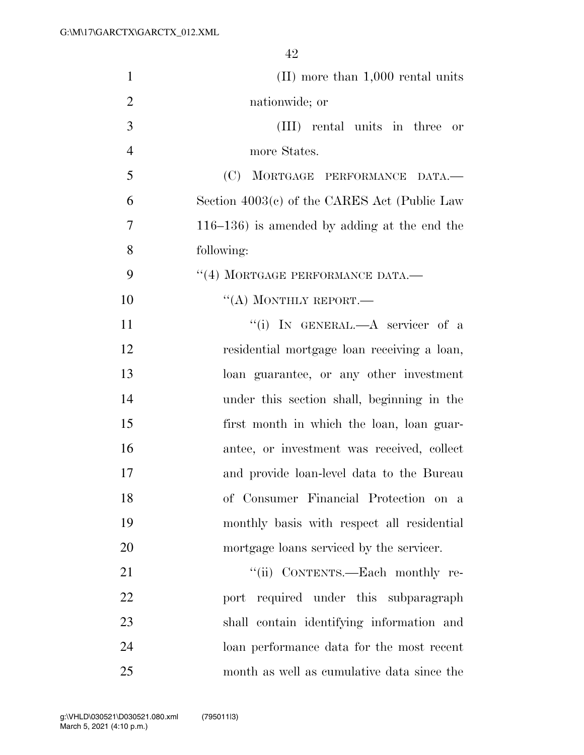(II) more than 1,000 rental units nationwide; or

(III) rental units in three or more States.

(C) MORTGAGE PERFORMANCE DATA.—Section 4003(c) of the CARES Act (Public Law 116–136) is amended by adding at the end the following:

"(4) MORTGAGE PERFORMANCE DATA.—

"(A) MONTHLY REPORT.—

"(i) IN GENERAL.—A servicer of a residential mortgage loan receiving a loan, loan guarantee, or any other investment under this section shall, beginning in the first month in which the loan, loan guarantee, or investment was received, collect and provide loan-level data to the Bureau of Consumer Financial Protection on a monthly basis with respect all residential mortgage loans serviced by the servicer.

"(ii) CONTENTS.—Each monthly report required under this subparagraph shall contain identifying information and loan performance data for the most recent month as well as cumulative data since the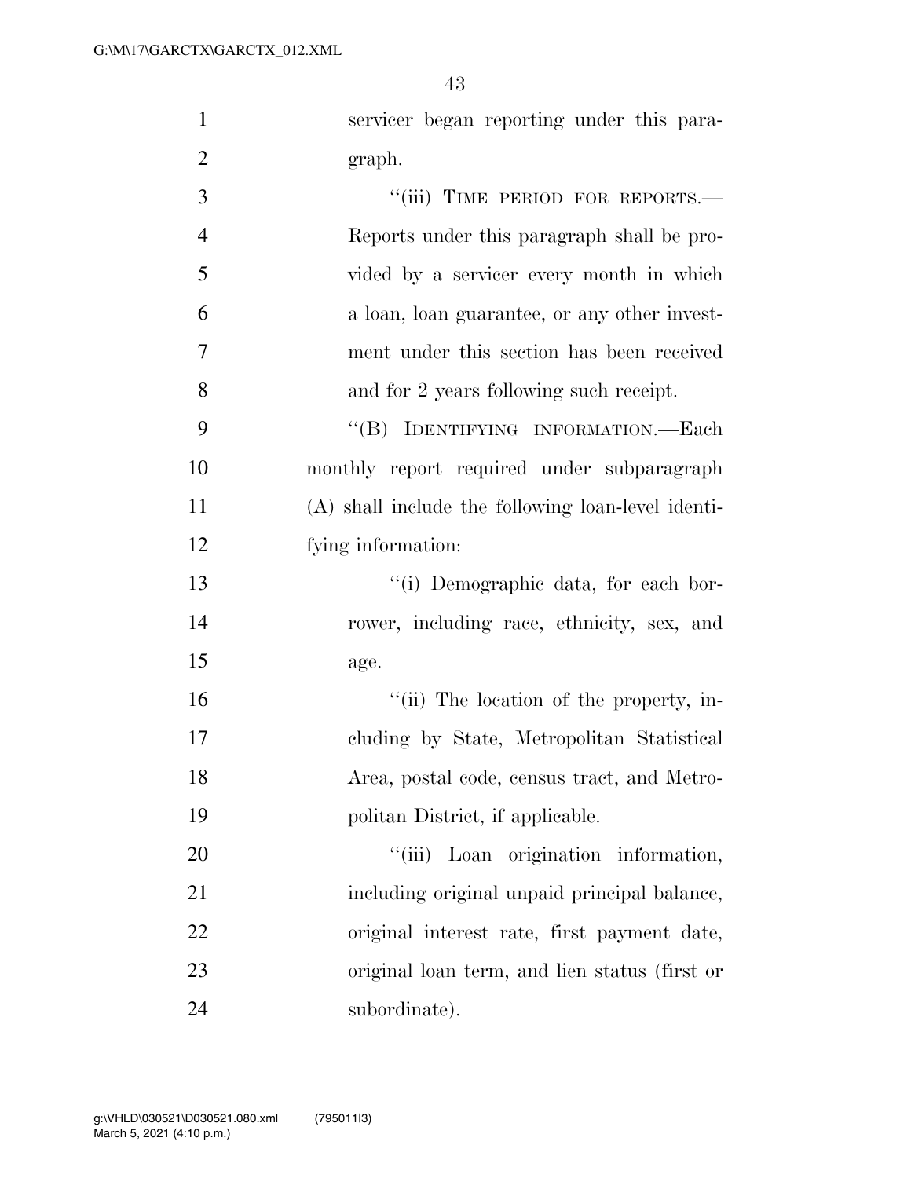servicer began reporting under this paragraph.

"(iii) TIME PERIOD FOR REPORTS.— Reports under this paragraph shall be provided by a servicer every month in which a loan, loan guarantee, or any other investment under this section has been received and for 2 years following such receipt.

"(B) IDENTIFYING INFORMATION.—Each monthly report required under subparagraph (A) shall include the following loan-level identifying information:

"(i) Demographic data, for each borrower, including race, ethnicity, sex, and age.

"(ii) The location of the property, including by State, Metropolitan Statistical Area, postal code, census tract, and Metropolitan District, if applicable.

"(iii) Loan origination information, including original unpaid principal balance, original interest rate, first payment date, original loan term, and lien status (first or subordinate).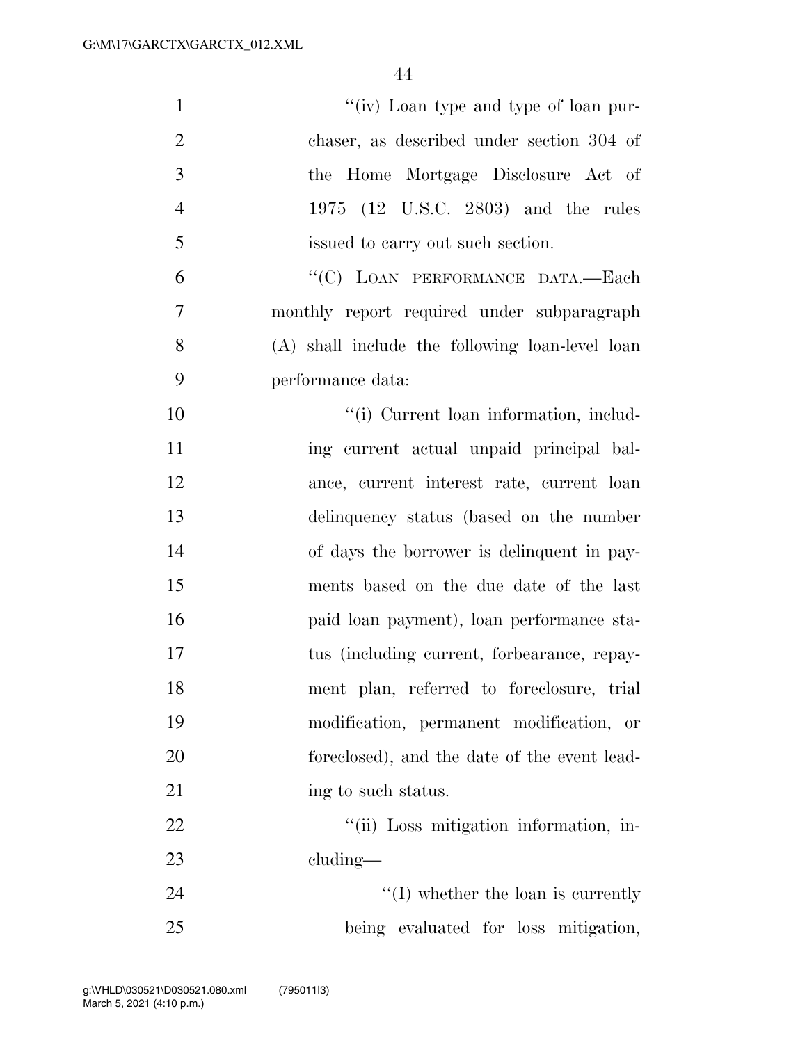"(iv) Loan type and type of loan purchaser, as described under section 304 of the Home Mortgage Disclosure Act of 1975 (12 U.S.C. 2803) and the rules issued to carry out such section.

"(C) LOAN PERFORMANCE DATA.—Each monthly report required under subparagraph (A) shall include the following loan-level loan performance data:

"(i) Current loan information, including current actual unpaid principal balance, current interest rate, current loan delinquency status (based on the number of days the borrower is delinquent in payments based on the due date of the last paid loan payment), loan performance status (including current, forbearance, repayment plan, referred to foreclosure, trial modification, permanent modification, or foreclosed), and the date of the event leading to such status.

"(ii) Loss mitigation information, including—

"(I) whether the loan is currently being evaluated for loss mitigation,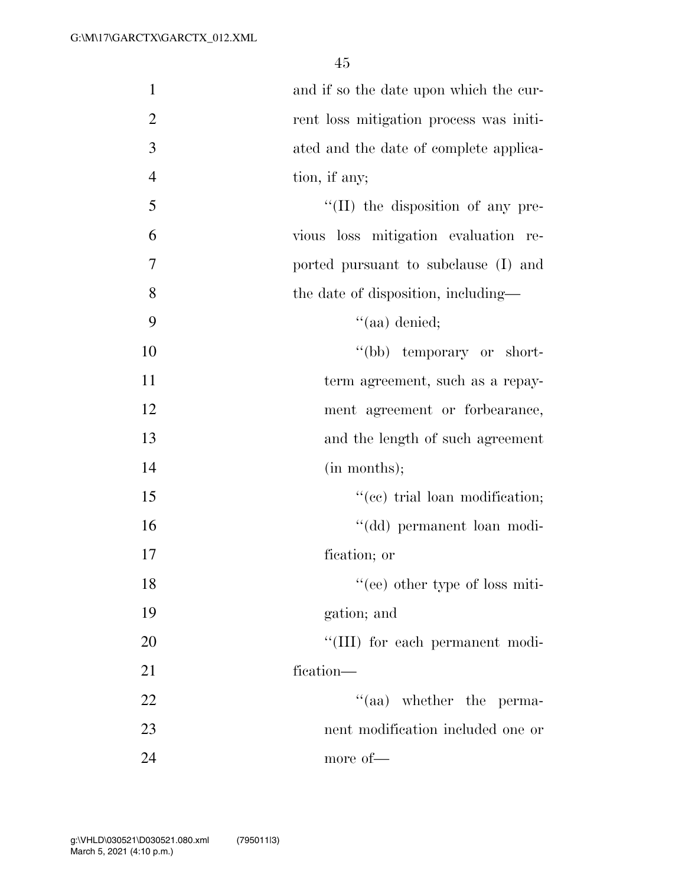and if so the date upon which the current loss mitigation process was initiated and the date of complete application, if any;

''(II) the disposition of any previous loss mitigation evaluation reported pursuant to subclause (I) and the date of disposition, including—

''(aa) denied;

''(bb) temporary or short-term agreement, such as a repayment agreement or forbearance, and the length of such agreement (in months);

''(cc) trial loan modification;

''(dd) permanent loan modification; or

''(ee) other type of loss mitigation; and

''(III) for each permanent modification—

''(aa) whether the permanent modification included one or more of—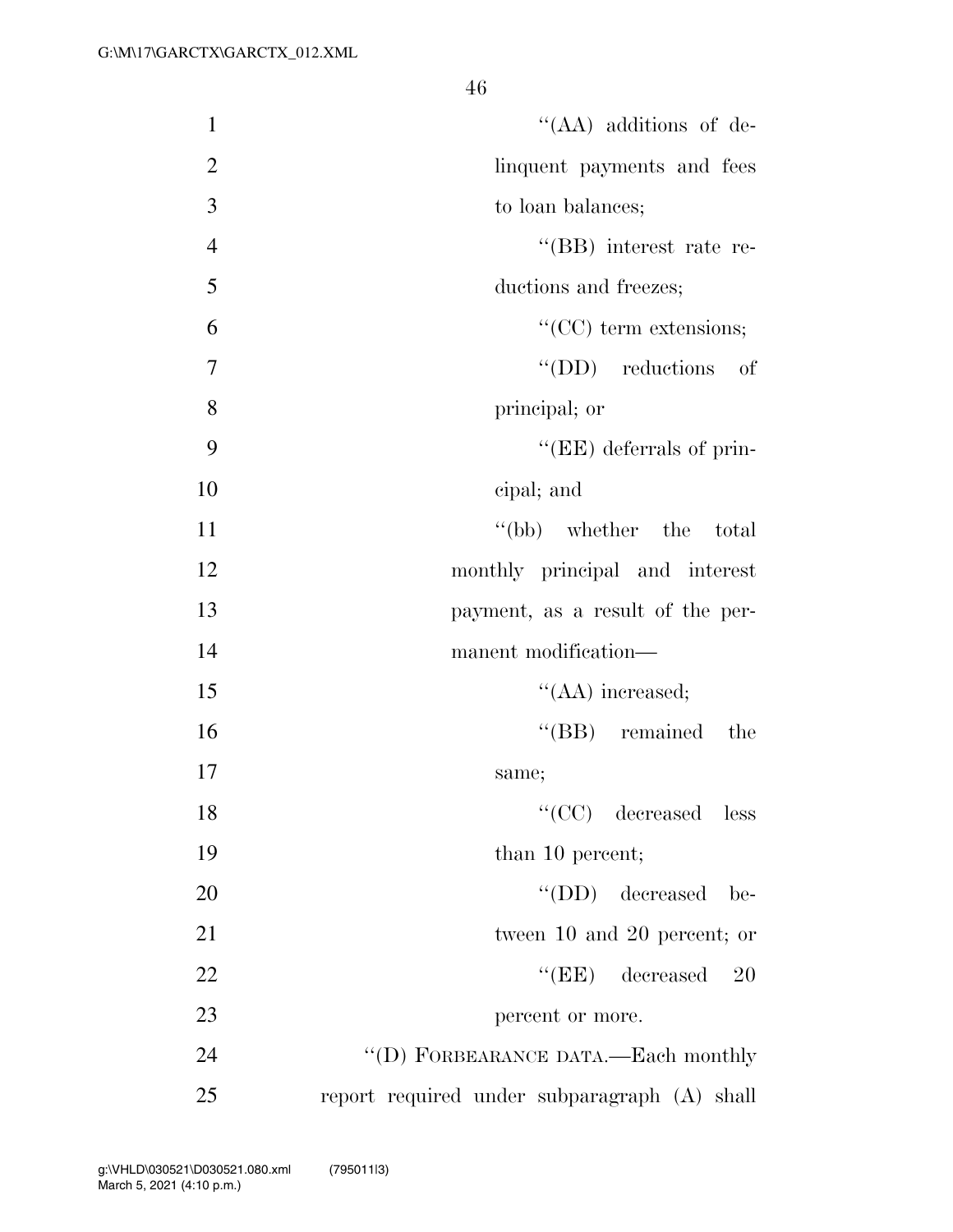"(AA) additions of delinquent payments and fees to loan balances;

"(BB) interest rate reductions and freezes;

"(CC) term extensions;

"(DD) reductions of principal; or

"(EE) deferrals of principal; and

"(bb) whether the total monthly principal and interest payment, as a result of the permanent modification—

"(AA) increased;

"(BB) remained the same;

"(CC) decreased less than 10 percent;

"(DD) decreased between 10 and 20 percent; or

"(EE) decreased 20 percent or more.

"(D) FORBEARANCE DATA.—Each monthly report required under subparagraph (A) shall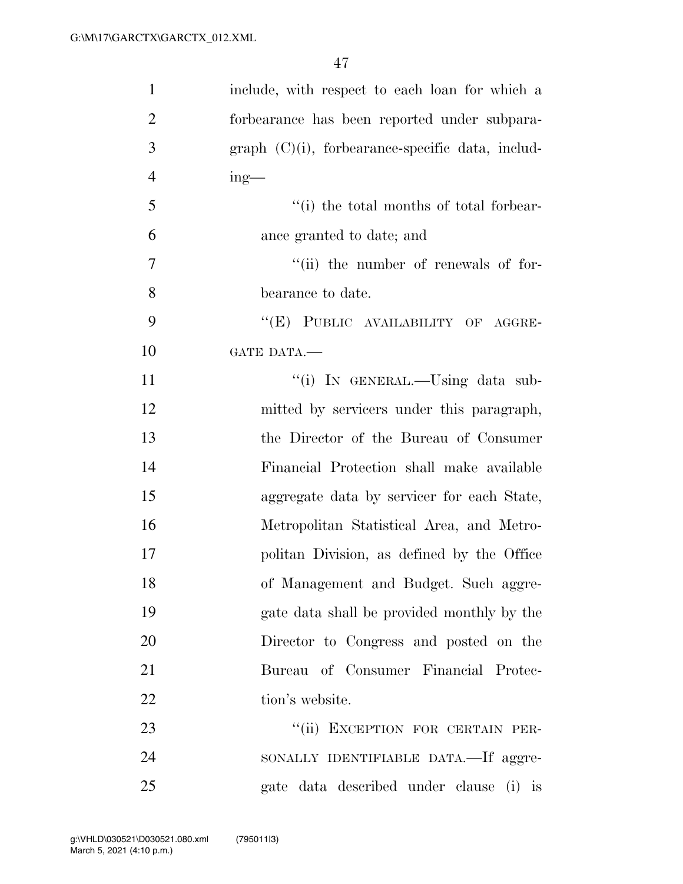include, with respect to each loan for which a forbearance has been reported under subparagraph (C)(i), forbearance-specific data, including—

"(i) the total months of total forbearance granted to date; and

"(ii) the number of renewals of forbearance to date.

"(E) PUBLIC AVAILABILITY OF AGGREGATE DATA.—

"(i) IN GENERAL.—Using data submitted by servicers under this paragraph, the Director of the Bureau of Consumer Financial Protection shall make available aggregate data by servicer for each State, Metropolitan Statistical Area, and Metropolitan Division, as defined by the Office of Management and Budget. Such aggregate data shall be provided monthly by the Director to Congress and posted on the Bureau of Consumer Financial Protection's website.

"(ii) EXCEPTION FOR CERTAIN PERSONALLY IDENTIFIABLE DATA.—If aggregate data described under clause (i) is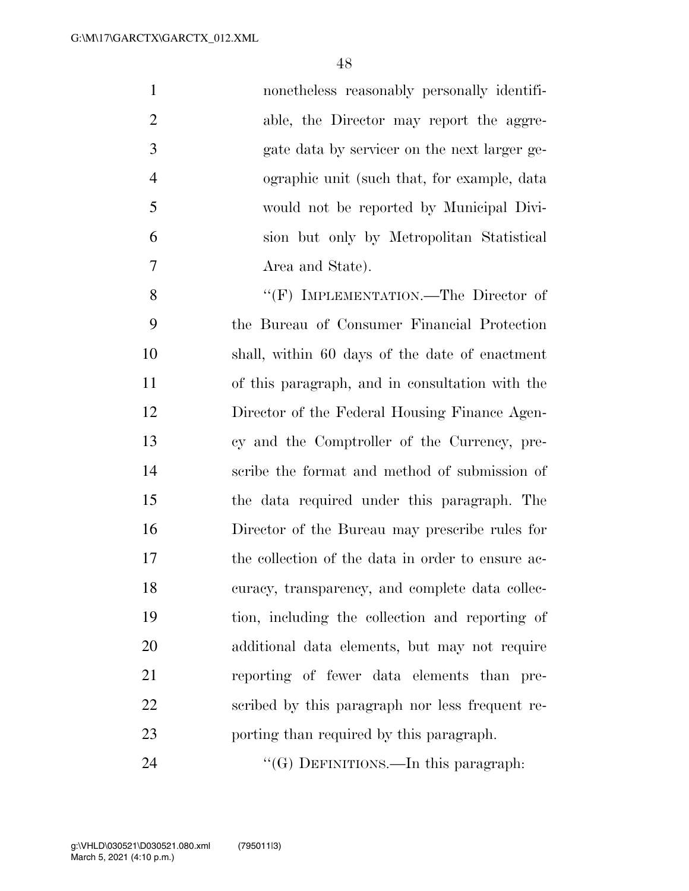nonetheless reasonably personally identifiable, the Director may report the aggregate data by servicer on the next larger geographic unit (such that, for example, data would not be reported by Municipal Division but only by Metropolitan Statistical Area and State).

''(F) IMPLEMENTATION.—The Director of the Bureau of Consumer Financial Protection shall, within 60 days of the date of enactment of this paragraph, and in consultation with the Director of the Federal Housing Finance Agency and the Comptroller of the Currency, prescribe the format and method of submission of the data required under this paragraph. The Director of the Bureau may prescribe rules for the collection of the data in order to ensure accuracy, transparency, and complete data collection, including the collection and reporting of additional data elements, but may not require reporting of fewer data elements than prescribed by this paragraph nor less frequent reporting than required by this paragraph.

''(G) DEFINITIONS.—In this paragraph: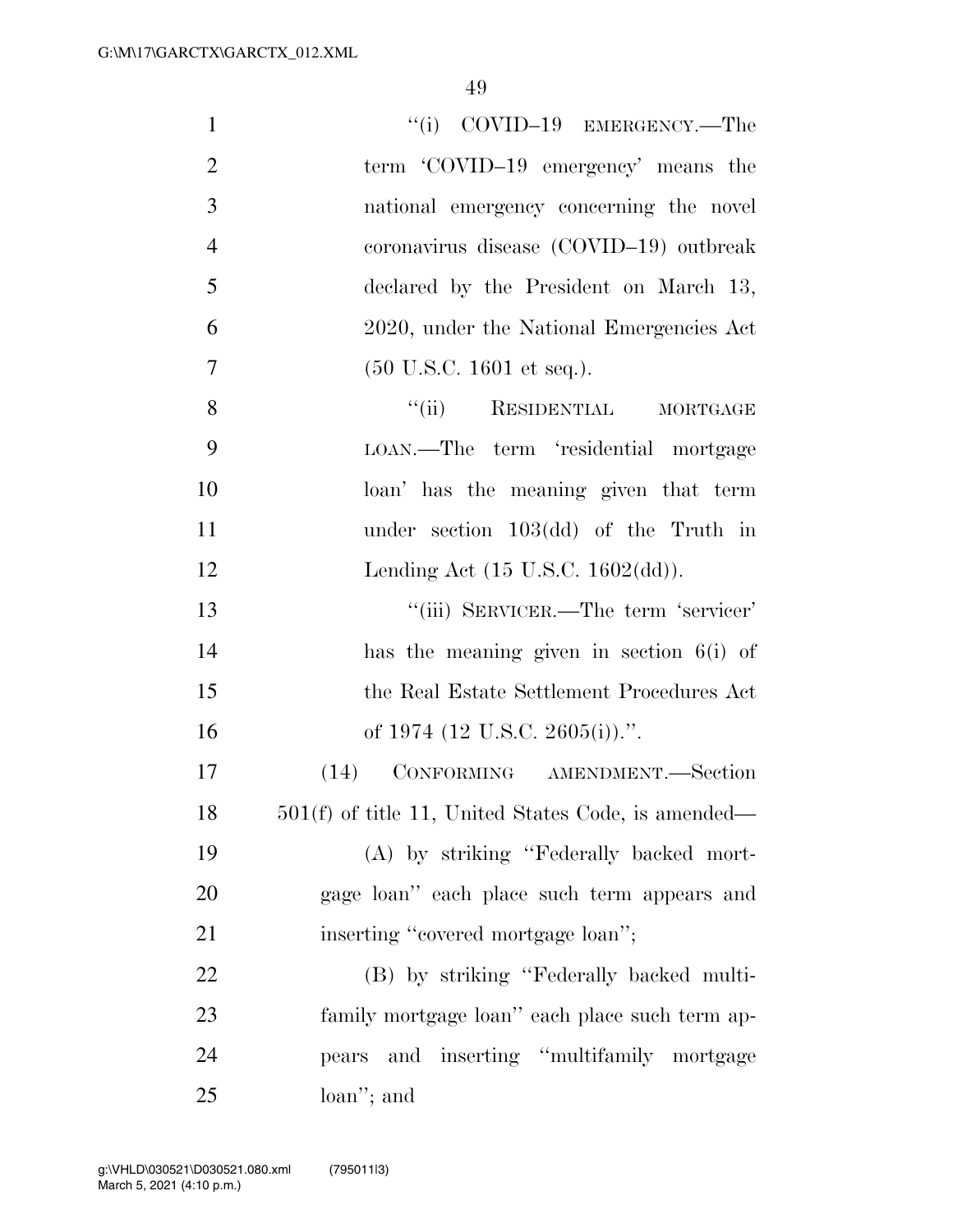"(i) COVID–19 EMERGENCY.—The term 'COVID–19 emergency' means the national emergency concerning the novel coronavirus disease (COVID–19) outbreak declared by the President on March 13, 2020, under the National Emergencies Act (50 U.S.C. 1601 et seq.).

"(ii) RESIDENTIAL MORTGAGE LOAN.—The term 'residential mortgage loan' has the meaning given that term under section 103(dd) of the Truth in Lending Act (15 U.S.C. 1602(dd)).

"(iii) SERVICER.—The term 'servicer' has the meaning given in section 6(i) of the Real Estate Settlement Procedures Act of 1974 (12 U.S.C. 2605(i)).".

(14) CONFORMING AMENDMENT.—Section 501(f) of title 11, United States Code, is amended—

(A) by striking "Federally backed mortgage loan" each place such term appears and inserting "covered mortgage loan";

(B) by striking "Federally backed multifamily mortgage loan" each place such term appears and inserting "multifamily mortgage loan"; and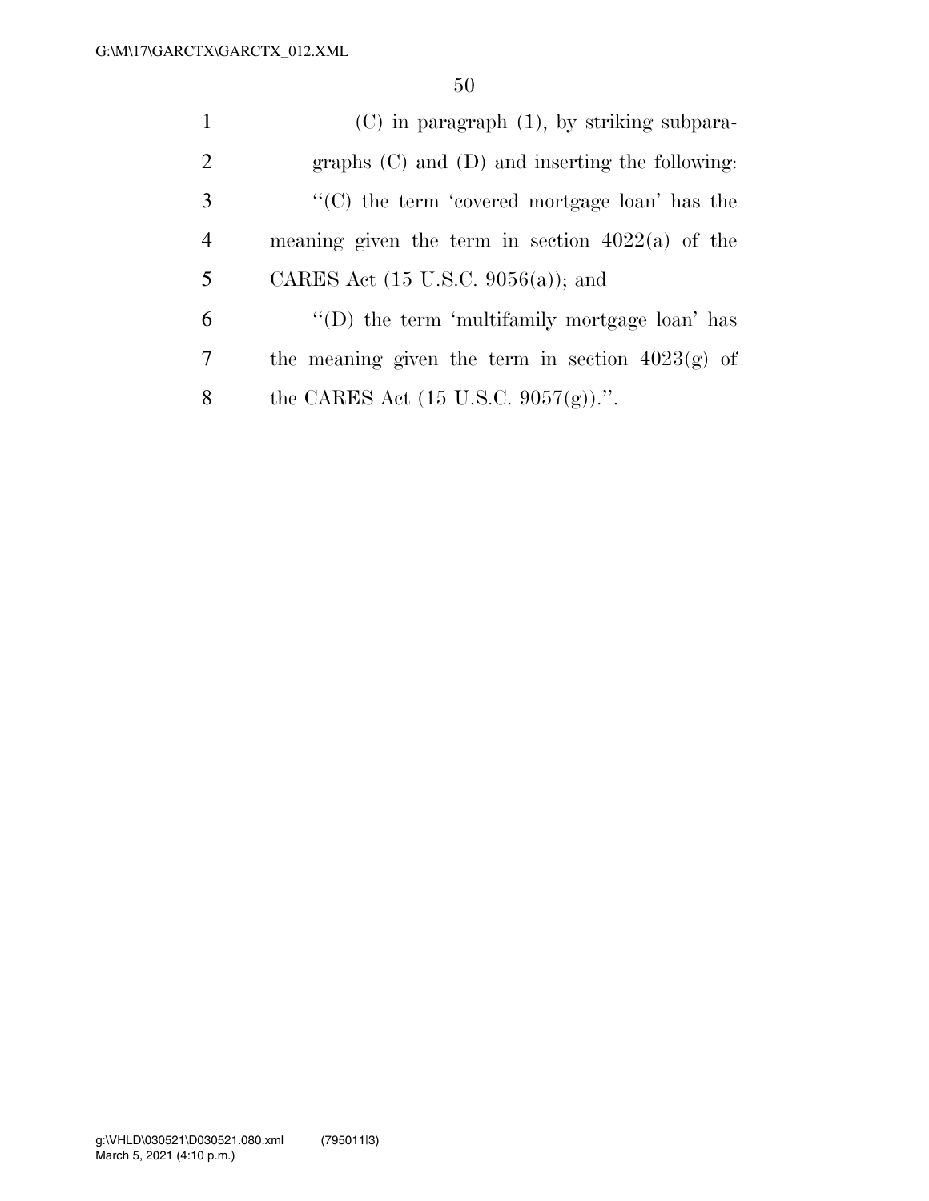(C) in paragraph (1), by striking subparagraphs (C) and (D) and inserting the following:

"(C) the term 'covered mortgage loan' has the meaning given the term in section 4022(a) of the CARES Act (15 U.S.C. 9056(a)); and

"(D) the term 'multifamily mortgage loan' has the meaning given the term in section 4023(g) of the CARES Act (15 U.S.C. 9057(g)).".